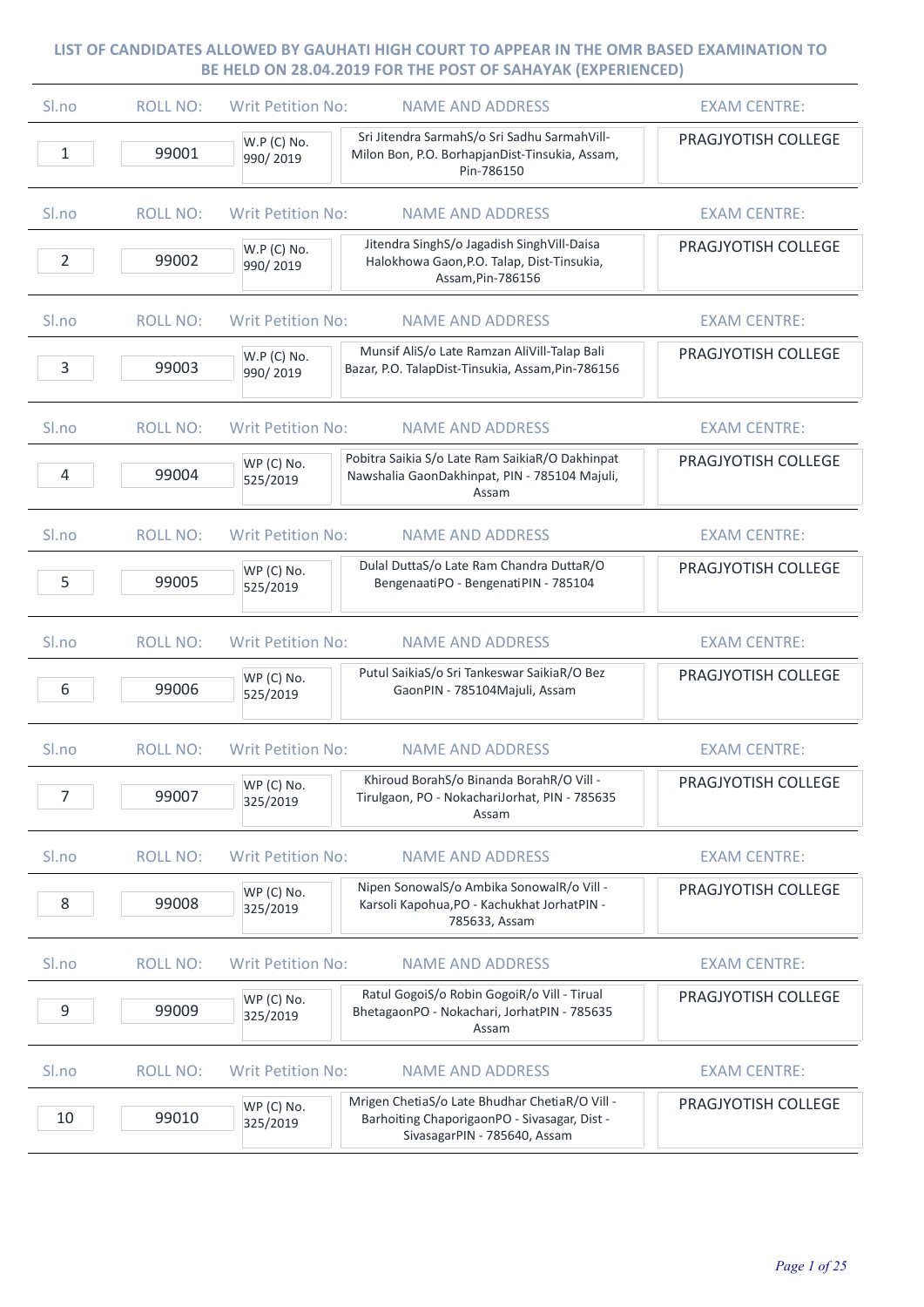# LIST OF CANDIDATES ALLOWED BY GAUHATI HIGH COURT TO APPEAR IN THE OMR BASED EXAMINATION TO BE HELD ON 28.04.2019 FOR THE POST OF SAHAYAK (EXPERIENCED)

| Sl.no | ROLL NO: | Writ Petition No: | NAME AND ADDRESS | EXAM CENTRE: |
|---|---|---|---|---|
| 1 | 99001 | W.P (C) No. 990/ 2019 | Sri Jitendra SarmahS/o Sri Sadhu SarmahVill-Milon Bon, P.O. BorhapjanDist-Tinsukia, Assam, Pin-786150 | PRAGJYOTISH COLLEGE |
| 2 | 99002 | W.P (C) No. 990/ 2019 | Jitendra SinghS/o Jagadish SinghVill-Daisa Halokhowa Gaon,P.O. Talap, Dist-Tinsukia, Assam,Pin-786156 | PRAGJYOTISH COLLEGE |
| 3 | 99003 | W.P (C) No. 990/ 2019 | Munsif AliS/o Late Ramzan AliVill-Talap Bali Bazar, P.O. TalapDist-Tinsukia, Assam,Pin-786156 | PRAGJYOTISH COLLEGE |
| 4 | 99004 | WP (C) No. 525/2019 | Pobitra Saikia S/o Late Ram SaikiaR/O Dakhinpat Nawshalia GaonDakhinpat, PIN - 785104 Majuli, Assam | PRAGJYOTISH COLLEGE |
| 5 | 99005 | WP (C) No. 525/2019 | Dulal DuttaS/o Late Ram Chandra DuttaR/O BengenaatiPO - BengenatiPIN - 785104 | PRAGJYOTISH COLLEGE |
| 6 | 99006 | WP (C) No. 525/2019 | Putul SaikiaS/o Sri Tankeswar SaikiaR/O Bez GaonPIN - 785104Majuli, Assam | PRAGJYOTISH COLLEGE |
| 7 | 99007 | WP (C) No. 325/2019 | Khiroud BorahS/o Binanda BorahR/O Vill - Tirulgaon, PO - NokachariJorhat, PIN - 785635 Assam | PRAGJYOTISH COLLEGE |
| 8 | 99008 | WP (C) No. 325/2019 | Nipen SonowalS/o Ambika SonowalR/o Vill - Karsoli Kapohua,PO - Kachukhat JorhatPIN - 785633, Assam | PRAGJYOTISH COLLEGE |
| 9 | 99009 | WP (C) No. 325/2019 | Ratul GogoiS/o Robin GogoiR/o Vill - Tirual BhetagaonPO - Nokachari, JorhatPIN - 785635 Assam | PRAGJYOTISH COLLEGE |
| 10 | 99010 | WP (C) No. 325/2019 | Mrigen ChetiaS/o Late Bhudhar ChetiaR/O Vill - Barhoiting ChaporigaonPO - Sivasagar, Dist - SivasagarPIN - 785640, Assam | PRAGJYOTISH COLLEGE |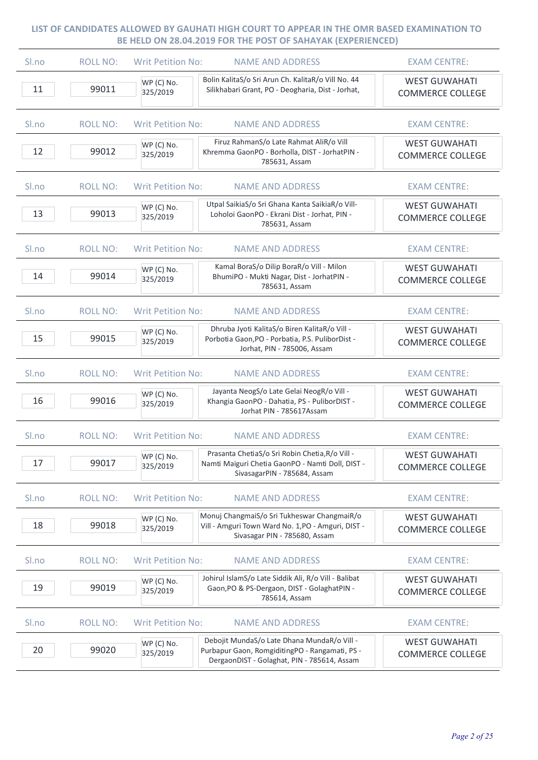## LIST OF CANDIDATES ALLOWED BY GAUHATI HIGH COURT TO APPEAR IN THE OMR BASED EXAMINATION TO BE HELD ON 28.04.2019 FOR THE POST OF SAHAYAK (EXPERIENCED)

| Sl.no | ROLL NO: | Writ Petition No: | NAME AND ADDRESS | EXAM CENTRE: |
|---|---|---|---|---|
| 11 | 99011 | WP (C) No. 325/2019 | Bolin KalitaS/o Sri Arun Ch. KalitaR/o Vill No. 44 Silikhabari Grant, PO - Deogharia, Dist - Jorhat, | WEST GUWAHATI COMMERCE COLLEGE |
| 12 | 99012 | WP (C) No. 325/2019 | Firuz RahmanS/o Late Rahmat AliR/o Vill Khremma GaonPO - Borholla, DIST - JorhatPIN - 785631, Assam | WEST GUWAHATI COMMERCE COLLEGE |
| 13 | 99013 | WP (C) No. 325/2019 | Utpal SaikiaS/o Sri Ghana Kanta SaikiaR/o Vill-Loholoi GaonPO - Ekrani Dist - Jorhat, PIN - 785631, Assam | WEST GUWAHATI COMMERCE COLLEGE |
| 14 | 99014 | WP (C) No. 325/2019 | Kamal BoraS/o Dilip BoraR/o Vill - Milon BhumiPO - Mukti Nagar, Dist - JorhatPIN - 785631, Assam | WEST GUWAHATI COMMERCE COLLEGE |
| 15 | 99015 | WP (C) No. 325/2019 | Dhruba Jyoti KalitaS/o Biren KalitaR/o Vill - Porbotia Gaon,PO - Porbatia, P.S. PuliborDist - Jorhat, PIN - 785006, Assam | WEST GUWAHATI COMMERCE COLLEGE |
| 16 | 99016 | WP (C) No. 325/2019 | Jayanta NeogS/o Late Gelai NeogR/o Vill - Khangia GaonPO - Dahatia, PS - PuliborDIST - Jorhat PIN - 785617Assam | WEST GUWAHATI COMMERCE COLLEGE |
| 17 | 99017 | WP (C) No. 325/2019 | Prasanta ChetiaS/o Sri Robin Chetia,R/o Vill - Namti Maiguri Chetia GaonPO - Namti Doll, DIST - SivasagarPIN - 785684, Assam | WEST GUWAHATI COMMERCE COLLEGE |
| 18 | 99018 | WP (C) No. 325/2019 | Monuj ChangmaiS/o Sri Tukheswar ChangmaiR/o Vill - Amguri Town Ward No. 1,PO - Amguri, DIST - Sivasagar PIN - 785680, Assam | WEST GUWAHATI COMMERCE COLLEGE |
| 19 | 99019 | WP (C) No. 325/2019 | Johirul IslamS/o Late Siddik Ali, R/o Vill - Balibat Gaon,PO & PS-Dergaon, DIST - GolaghatPIN - 785614, Assam | WEST GUWAHATI COMMERCE COLLEGE |
| 20 | 99020 | WP (C) No. 325/2019 | Debojit MundaS/o Late Dhana MundaR/o Vill - Purbapur Gaon, RomgiditingPO - Rangamati, PS - DergaonDIST - Golaghat, PIN - 785614, Assam | WEST GUWAHATI COMMERCE COLLEGE |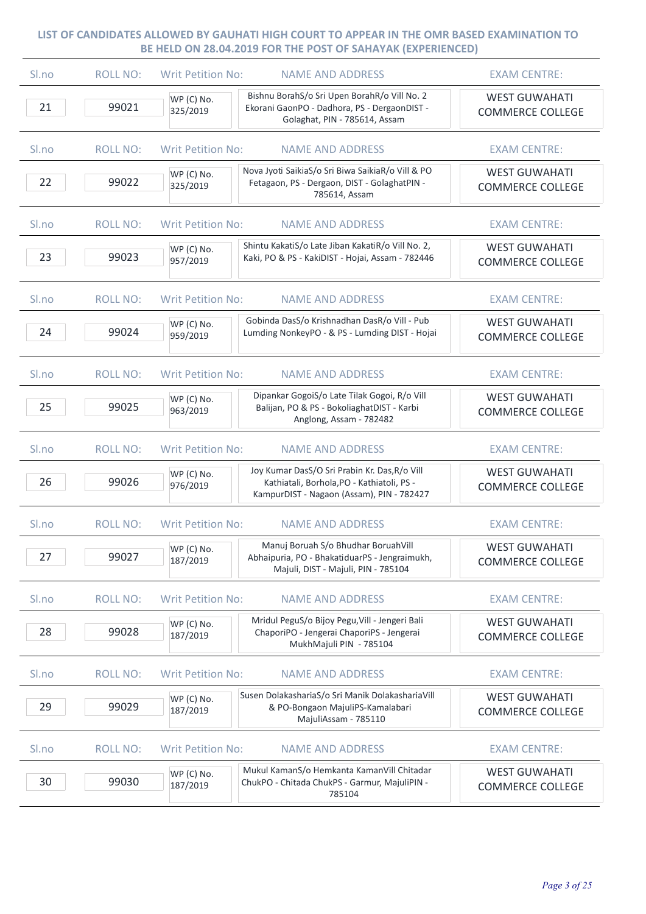## LIST OF CANDIDATES ALLOWED BY GAUHATI HIGH COURT TO APPEAR IN THE OMR BASED EXAMINATION TO BE HELD ON 28.04.2019 FOR THE POST OF SAHAYAK (EXPERIENCED)

| Sl.no | ROLL NO: | Writ Petition No: | NAME AND ADDRESS | EXAM CENTRE: |
|---|---|---|---|---|
| 21 | 99021 | WP (C) No. 325/2019 | Bishnu BorahS/o Sri Upen BorahR/o Vill No. 2 Ekorani GaonPO - Dadhora, PS - DergaonDIST - Golaghat, PIN - 785614, Assam | WEST GUWAHATI COMMERCE COLLEGE |
| 22 | 99022 | WP (C) No. 325/2019 | Nova Jyoti SaikiaS/o Sri Biwa SaikiaR/o Vill & PO Fetagaon, PS - Dergaon, DIST - GolaghatPIN - 785614, Assam | WEST GUWAHATI COMMERCE COLLEGE |
| 23 | 99023 | WP (C) No. 957/2019 | Shintu KakatiS/o Late Jiban KakatiR/o Vill No. 2, Kaki, PO & PS - KakiDIST - Hojai, Assam - 782446 | WEST GUWAHATI COMMERCE COLLEGE |
| 24 | 99024 | WP (C) No. 959/2019 | Gobinda DasS/o Krishnadhan DasR/o Vill - Pub Lumding NonkeyPO - & PS - Lumding DIST - Hojai | WEST GUWAHATI COMMERCE COLLEGE |
| 25 | 99025 | WP (C) No. 963/2019 | Dipankar GogoiS/o Late Tilak Gogoi, R/o Vill Balijan, PO & PS - BokoliaghatDIST - Karbi Anglong, Assam - 782482 | WEST GUWAHATI COMMERCE COLLEGE |
| 26 | 99026 | WP (C) No. 976/2019 | Joy Kumar DasS/O Sri Prabin Kr. Das,R/o Vill Kathiatali, Borhola,PO - Kathiatoli, PS - KampurDIST - Nagaon (Assam), PIN - 782427 | WEST GUWAHATI COMMERCE COLLEGE |
| 27 | 99027 | WP (C) No. 187/2019 | Manuj Boruah S/o Bhudhar BoruahVill Abhaipuria, PO - BhakatiduarPS - Jengraimukh, Majuli, DIST - Majuli, PIN - 785104 | WEST GUWAHATI COMMERCE COLLEGE |
| 28 | 99028 | WP (C) No. 187/2019 | Mridul PeguS/o Bijoy Pegu,Vill - Jengeri Bali ChaporiPO - Jengerai ChaporiPS - Jengerai MukhMajuli PIN - 785104 | WEST GUWAHATI COMMERCE COLLEGE |
| 29 | 99029 | WP (C) No. 187/2019 | Susen DolakashariaS/o Sri Manik DolakashariaVill & PO-Bongaon MajuliPS-Kamalabari MajuliAssam - 785110 | WEST GUWAHATI COMMERCE COLLEGE |
| 30 | 99030 | WP (C) No. 187/2019 | Mukul KamanS/o Hemkanta KamanVill Chitadar ChukPO - Chitada ChukPS - Garmur, MajuliPIN - 785104 | WEST GUWAHATI COMMERCE COLLEGE |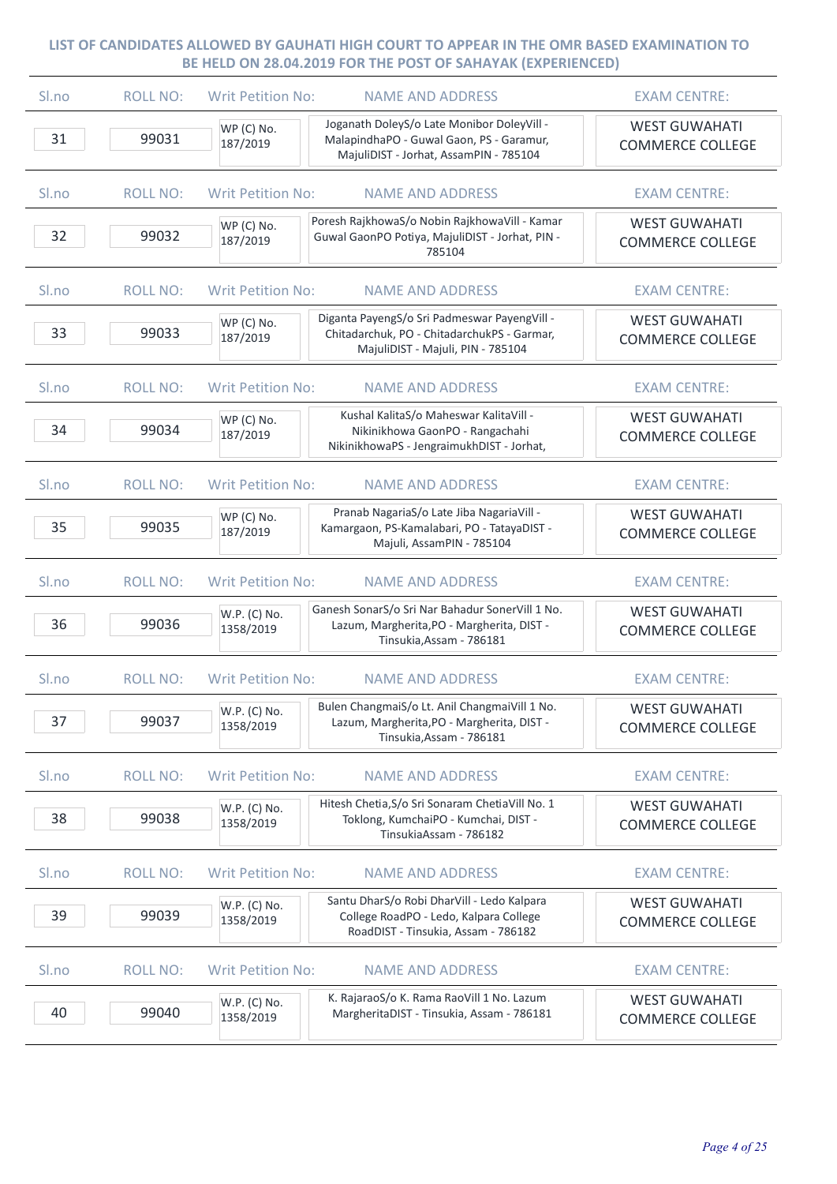**LIST OF CANDIDATES ALLOWED BY GAUHATI HIGH COURT TO APPEAR IN THE OMR BASED EXAMINATION TO BE HELD ON 28.04.2019 FOR THE POST OF SAHAYAK (EXPERIENCED)**

| Sl.no | ROLL NO: | Writ Petition No: | NAME AND ADDRESS | EXAM CENTRE: |
|---|---|---|---|---|
| 31 | 99031 | WP (C) No. 187/2019 | Joganath DoleyS/o Late Monibor DoleyVill - MalapindhaPO - Guwal Gaon, PS - Garamur, MajuliDIST - Jorhat, AssamPIN - 785104 | WEST GUWAHATI COMMERCE COLLEGE |
| 32 | 99032 | WP (C) No. 187/2019 | Poresh RajkhowaS/o Nobin RajkhowaVill - Kamar Guwal GaonPO Potiya, MajuliDIST - Jorhat, PIN - 785104 | WEST GUWAHATI COMMERCE COLLEGE |
| 33 | 99033 | WP (C) No. 187/2019 | Diganta PayengS/o Sri Padmeswar PayengVill - Chitadarchuk, PO - ChitadarchukPS - Garmar, MajuliDIST - Majuli, PIN - 785104 | WEST GUWAHATI COMMERCE COLLEGE |
| 34 | 99034 | WP (C) No. 187/2019 | Kushal KalitaS/o Maheswar KalitaVill - Nikinikhowa GaonPO - Rangachahi NikinikhowaPS - JengraimukhDIST - Jorhat, | WEST GUWAHATI COMMERCE COLLEGE |
| 35 | 99035 | WP (C) No. 187/2019 | Pranab NagariaS/o Late Jiba NagariaVill - Kamargaon, PS-Kamalabari, PO - TatayaDIST - Majuli, AssamPIN - 785104 | WEST GUWAHATI COMMERCE COLLEGE |
| 36 | 99036 | W.P. (C) No. 1358/2019 | Ganesh SonarS/o Sri Nar Bahadur SonerVill 1 No. Lazum, Margherita,PO - Margherita, DIST - Tinsukia,Assam - 786181 | WEST GUWAHATI COMMERCE COLLEGE |
| 37 | 99037 | W.P. (C) No. 1358/2019 | Bulen ChangmaiS/o Lt. Anil ChangmaiVill 1 No. Lazum, Margherita,PO - Margherita, DIST - Tinsukia,Assam - 786181 | WEST GUWAHATI COMMERCE COLLEGE |
| 38 | 99038 | W.P. (C) No. 1358/2019 | Hitesh Chetia,S/o Sri Sonaram ChetiaVill No. 1 Toklong, KumchaiPO - Kumchai, DIST - TinsukiaAssam - 786182 | WEST GUWAHATI COMMERCE COLLEGE |
| 39 | 99039 | W.P. (C) No. 1358/2019 | Santu DharS/o Robi DharVill - Ledo Kalpara College RoadPO - Ledo, Kalpara College RoadDIST - Tinsukia, Assam - 786182 | WEST GUWAHATI COMMERCE COLLEGE |
| 40 | 99040 | W.P. (C) No. 1358/2019 | K. RajaraoS/o K. Rama RaoVill 1 No. Lazum MargheritaDIST - Tinsukia, Assam - 786181 | WEST GUWAHATI COMMERCE COLLEGE |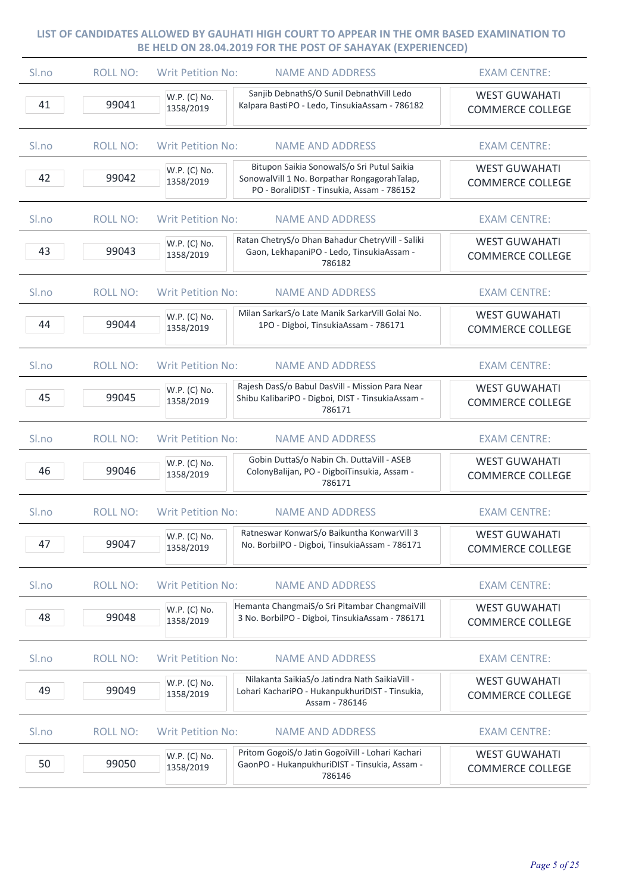**LIST OF CANDIDATES ALLOWED BY GAUHATI HIGH COURT TO APPEAR IN THE OMR BASED EXAMINATION TO BE HELD ON 28.04.2019 FOR THE POST OF SAHAYAK (EXPERIENCED)**

| Sl.no | ROLL NO: | Writ Petition No: | NAME AND ADDRESS | EXAM CENTRE: |
|---|---|---|---|---|
| 41 | 99041 | W.P. (C) No. 1358/2019 | Sanjib DebnathS/O Sunil DebnathVill Ledo Kalpara BastiPO - Ledo, TinsukiaAssam - 786182 | WEST GUWAHATI COMMERCE COLLEGE |
| 42 | 99042 | W.P. (C) No. 1358/2019 | Bitupon Saikia SonowalS/o Sri Putul Saikia SonowalVill 1 No. Borpathar RongagorahTalap, PO - BoraliDIST - Tinsukia, Assam - 786152 | WEST GUWAHATI COMMERCE COLLEGE |
| 43 | 99043 | W.P. (C) No. 1358/2019 | Ratan ChetryS/o Dhan Bahadur ChetryVill - Saliki Gaon, LekhapaniPO - Ledo, TinsukiaAssam - 786182 | WEST GUWAHATI COMMERCE COLLEGE |
| 44 | 99044 | W.P. (C) No. 1358/2019 | Milan SarkarS/o Late Manik SarkarVill Golai No. 1PO - Digboi, TinsukiaAssam - 786171 | WEST GUWAHATI COMMERCE COLLEGE |
| 45 | 99045 | W.P. (C) No. 1358/2019 | Rajesh DasS/o Babul DasVill - Mission Para Near Shibu KalibariPO - Digboi, DIST - TinsukiaAssam - 786171 | WEST GUWAHATI COMMERCE COLLEGE |
| 46 | 99046 | W.P. (C) No. 1358/2019 | Gobin DuttaS/o Nabin Ch. DuttaVill - ASEB ColonyBalijan, PO - DigboiTinsukia, Assam - 786171 | WEST GUWAHATI COMMERCE COLLEGE |
| 47 | 99047 | W.P. (C) No. 1358/2019 | Ratneswar KonwarS/o Baikuntha KonwarVill 3 No. BorbilPO - Digboi, TinsukiaAssam - 786171 | WEST GUWAHATI COMMERCE COLLEGE |
| 48 | 99048 | W.P. (C) No. 1358/2019 | Hemanta ChangmaiS/o Sri Pitambar ChangmaiVill 3 No. BorbilPO - Digboi, TinsukiaAssam - 786171 | WEST GUWAHATI COMMERCE COLLEGE |
| 49 | 99049 | W.P. (C) No. 1358/2019 | Nilakanta SaikiaS/o Jatindra Nath SaikiaVill - Lohari KachariPO - HukanpukhuriDIST - Tinsukia, Assam - 786146 | WEST GUWAHATI COMMERCE COLLEGE |
| 50 | 99050 | W.P. (C) No. 1358/2019 | Pritom GogoiS/o Jatin GogoiVill - Lohari Kachari GaonPO - HukanpukhuriDIST - Tinsukia, Assam - 786146 | WEST GUWAHATI COMMERCE COLLEGE |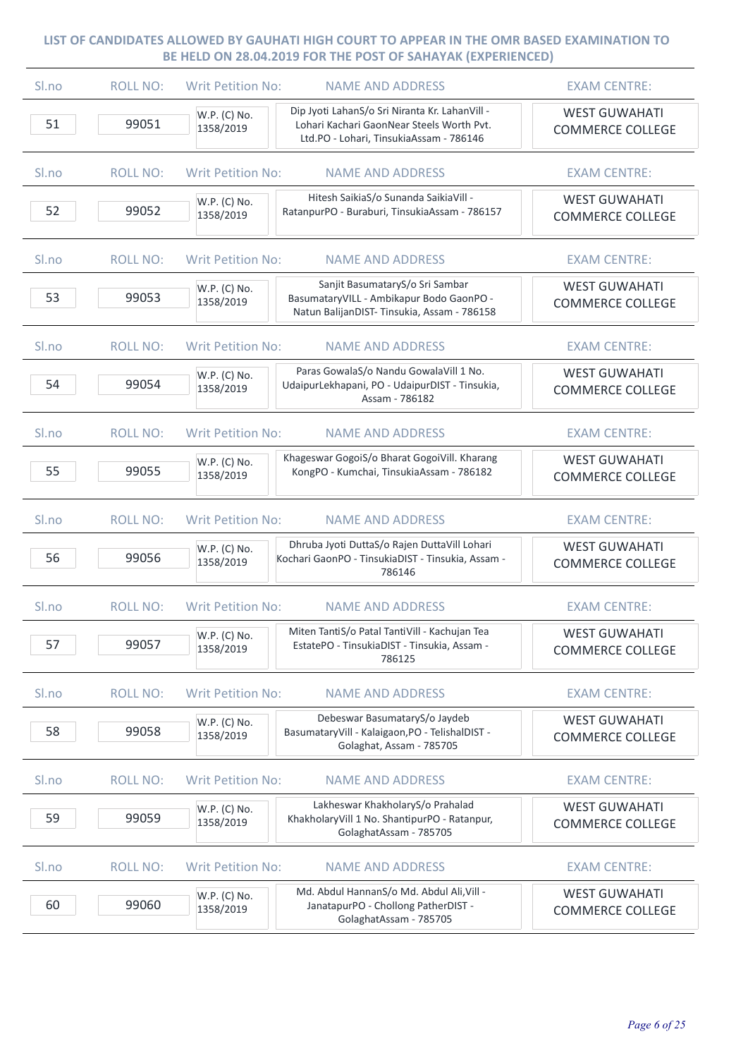**LIST OF CANDIDATES ALLOWED BY GAUHATI HIGH COURT TO APPEAR IN THE OMR BASED EXAMINATION TO BE HELD ON 28.04.2019 FOR THE POST OF SAHAYAK (EXPERIENCED)**

| Sl.no | ROLL NO: | Writ Petition No: | NAME AND ADDRESS | EXAM CENTRE: |
|---|---|---|---|---|
| 51 | 99051 | W.P. (C) No. 1358/2019 | Dip Jyoti LahanS/o Sri Niranta Kr. LahanVill - Lohari Kachari GaonNear Steels Worth Pvt. Ltd.PO - Lohari, TinsukiaAssam - 786146 | WEST GUWAHATI COMMERCE COLLEGE |
| 52 | 99052 | W.P. (C) No. 1358/2019 | Hitesh SaikiaS/o Sunanda SaikiaVill - RatanpurPO - Buraburi, TinsukiaAssam - 786157 | WEST GUWAHATI COMMERCE COLLEGE |
| 53 | 99053 | W.P. (C) No. 1358/2019 | Sanjit BasumataryS/o Sri Sambar BasumataryVILL - Ambikapur Bodo GaonPO - Natun BalijanDIST- Tinsukia, Assam - 786158 | WEST GUWAHATI COMMERCE COLLEGE |
| 54 | 99054 | W.P. (C) No. 1358/2019 | Paras GowalaS/o Nandu GowalaVill 1 No. UdaipurLekhapani, PO - UdaipurDIST - Tinsukia, Assam - 786182 | WEST GUWAHATI COMMERCE COLLEGE |
| 55 | 99055 | W.P. (C) No. 1358/2019 | Khageswar GogoiS/o Bharat GogoiVill. Kharang KongPO - Kumchai, TinsukiaAssam - 786182 | WEST GUWAHATI COMMERCE COLLEGE |
| 56 | 99056 | W.P. (C) No. 1358/2019 | Dhruba Jyoti DuttaS/o Rajen DuttaVill Lohari Kochari GaonPO - TinsukiaDIST - Tinsukia, Assam - 786146 | WEST GUWAHATI COMMERCE COLLEGE |
| 57 | 99057 | W.P. (C) No. 1358/2019 | Miten TantiS/o Patal TantiVill - Kachujan Tea EstatePO - TinsukiaDIST - Tinsukia, Assam - 786125 | WEST GUWAHATI COMMERCE COLLEGE |
| 58 | 99058 | W.P. (C) No. 1358/2019 | Debeswar BasumataryS/o Jaydeb BasumataryVill - Kalaigaon,PO - TelishalDIST - Golaghat, Assam - 785705 | WEST GUWAHATI COMMERCE COLLEGE |
| 59 | 99059 | W.P. (C) No. 1358/2019 | Lakheswar KhakholaryS/o Prahalad KhakholaryVill 1 No. ShantipurPO - Ratanpur, GolaghatAssam - 785705 | WEST GUWAHATI COMMERCE COLLEGE |
| 60 | 99060 | W.P. (C) No. 1358/2019 | Md. Abdul HannanS/o Md. Abdul Ali,Vill - JanatapurPO - Chollong PatherDIST - GolaghatAssam - 785705 | WEST GUWAHATI COMMERCE COLLEGE |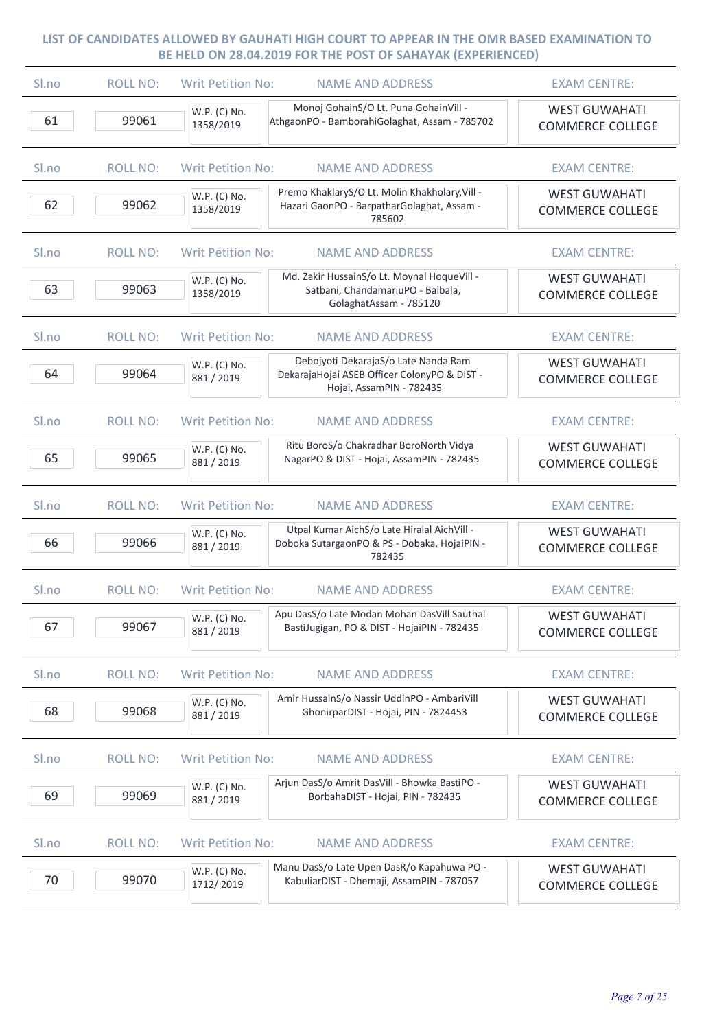**LIST OF CANDIDATES ALLOWED BY GAUHATI HIGH COURT TO APPEAR IN THE OMR BASED EXAMINATION TO BE HELD ON 28.04.2019 FOR THE POST OF SAHAYAK (EXPERIENCED)**

| Sl.no | ROLL NO: | Writ Petition No: | NAME AND ADDRESS | EXAM CENTRE: |
|---|---|---|---|---|
| 61 | 99061 | W.P. (C) No. 1358/2019 | Monoj GohainS/O Lt. Puna GohainVill - AthgaonPO - BamborahiGolaghat, Assam - 785702 | WEST GUWAHATI COMMERCE COLLEGE |
| 62 | 99062 | W.P. (C) No. 1358/2019 | Premo KhaklaryS/O Lt. Molin Khakholary,Vill - Hazari GaonPO - BarpatharGolaghat, Assam - 785602 | WEST GUWAHATI COMMERCE COLLEGE |
| 63 | 99063 | W.P. (C) No. 1358/2019 | Md. Zakir HussainS/o Lt. Moynal HoqueVill - Satbani, ChandamariuPO - Balbala, GolaghatAssam - 785120 | WEST GUWAHATI COMMERCE COLLEGE |
| 64 | 99064 | W.P. (C) No. 881 / 2019 | Debojyoti DekarajaS/o Late Nanda Ram DekarajaHojai ASEB Officer ColonyPO & DIST - Hojai, AssamPIN - 782435 | WEST GUWAHATI COMMERCE COLLEGE |
| 65 | 99065 | W.P. (C) No. 881 / 2019 | Ritu BoroS/o Chakradhar BoroNorth Vidya NagarPO & DIST - Hojai, AssamPIN - 782435 | WEST GUWAHATI COMMERCE COLLEGE |
| 66 | 99066 | W.P. (C) No. 881 / 2019 | Utpal Kumar AichS/o Late Hiralal AichVill - Doboka SutargaonPO & PS - Dobaka, HojaiPIN - 782435 | WEST GUWAHATI COMMERCE COLLEGE |
| 67 | 99067 | W.P. (C) No. 881 / 2019 | Apu DasS/o Late Modan Mohan DasVill Sauthal BastiJugigan, PO & DIST - HojaiPIN - 782435 | WEST GUWAHATI COMMERCE COLLEGE |
| 68 | 99068 | W.P. (C) No. 881 / 2019 | Amir HussainS/o Nassir UddinPO - AmbariVill GhonirparDIST - Hojai, PIN - 7824453 | WEST GUWAHATI COMMERCE COLLEGE |
| 69 | 99069 | W.P. (C) No. 881 / 2019 | Arjun DasS/o Amrit DasVill - Bhowka BastiPO - BorbahaDIST - Hojai, PIN - 782435 | WEST GUWAHATI COMMERCE COLLEGE |
| 70 | 99070 | W.P. (C) No. 1712/ 2019 | Manu DasS/o Late Upen DasR/o Kapahuwa PO - KabuliarDIST - Dhemaji, AssamPIN - 787057 | WEST GUWAHATI COMMERCE COLLEGE |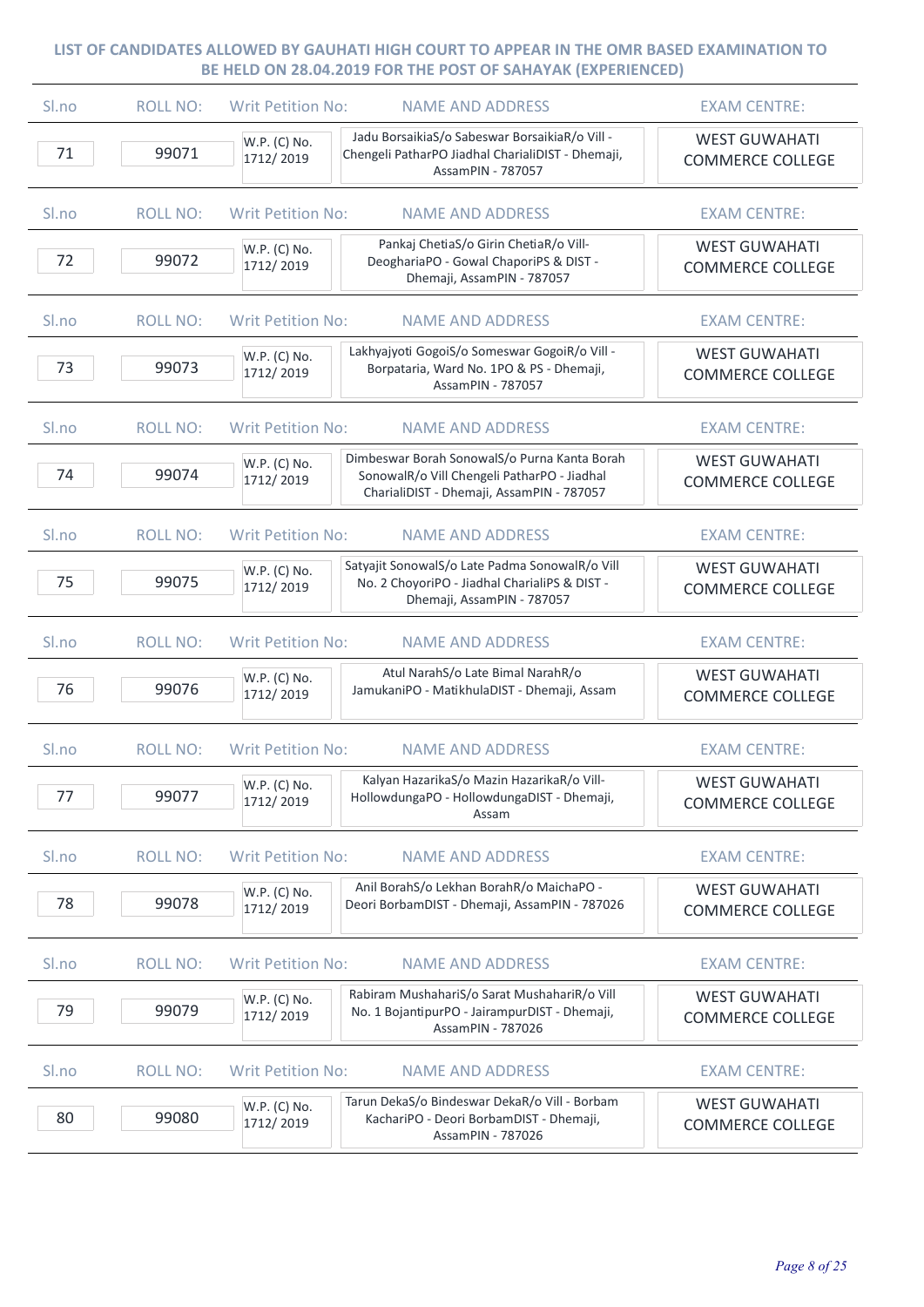**LIST OF CANDIDATES ALLOWED BY GAUHATI HIGH COURT TO APPEAR IN THE OMR BASED EXAMINATION TO BE HELD ON 28.04.2019 FOR THE POST OF SAHAYAK (EXPERIENCED)**

| Sl.no | ROLL NO: | Writ Petition No: | NAME AND ADDRESS | EXAM CENTRE: |
|---|---|---|---|---|
| 71 | 99071 | W.P. (C) No. 1712/ 2019 | Jadu BorsaikiaS/o Sabeswar BorsaikiaR/o Vill - Chengeli PatharPO Jiadhal CharialiDIST - Dhemaji, AssamPIN - 787057 | WEST GUWAHATI COMMERCE COLLEGE |
| 72 | 99072 | W.P. (C) No. 1712/ 2019 | Pankaj ChetiaS/o Girin ChetiaR/o Vill- DeoghariaPO - Gowal ChaporiPS & DIST - Dhemaji, AssamPIN - 787057 | WEST GUWAHATI COMMERCE COLLEGE |
| 73 | 99073 | W.P. (C) No. 1712/ 2019 | Lakhyajyoti GogoiS/o Someswar GogoiR/o Vill - Borpataria, Ward No. 1PO & PS - Dhemaji, AssamPIN - 787057 | WEST GUWAHATI COMMERCE COLLEGE |
| 74 | 99074 | W.P. (C) No. 1712/ 2019 | Dimbeswar Borah SonowalS/o Purna Kanta Borah SonowalR/o Vill Chengeli PatharPO - Jiadhal CharialiDIST - Dhemaji, AssamPIN - 787057 | WEST GUWAHATI COMMERCE COLLEGE |
| 75 | 99075 | W.P. (C) No. 1712/ 2019 | Satyajit SonowalS/o Late Padma SonowalR/o Vill No. 2 ChoyoriPO - Jiadhal CharialiPS & DIST - Dhemaji, AssamPIN - 787057 | WEST GUWAHATI COMMERCE COLLEGE |
| 76 | 99076 | W.P. (C) No. 1712/ 2019 | Atul NarahS/o Late Bimal NarahR/o JamukaniPO - MatikhulaDIST - Dhemaji, Assam | WEST GUWAHATI COMMERCE COLLEGE |
| 77 | 99077 | W.P. (C) No. 1712/ 2019 | Kalyan HazarikaS/o Mazin HazarikaR/o Vill- HollowdungaPO - HollowdungaDIST - Dhemaji, Assam | WEST GUWAHATI COMMERCE COLLEGE |
| 78 | 99078 | W.P. (C) No. 1712/ 2019 | Anil BorahS/o Lekhan BorahR/o MaichaPO - Deori BorbamDIST - Dhemaji, AssamPIN - 787026 | WEST GUWAHATI COMMERCE COLLEGE |
| 79 | 99079 | W.P. (C) No. 1712/ 2019 | Rabiram MushahariS/o Sarat MushahariR/o Vill No. 1 BojantipurPO - JairampurDIST - Dhemaji, AssamPIN - 787026 | WEST GUWAHATI COMMERCE COLLEGE |
| 80 | 99080 | W.P. (C) No. 1712/ 2019 | Tarun DekaS/o Bindeswar DekaR/o Vill - Borbam KachariPO - Deori BorbamDIST - Dhemaji, AssamPIN - 787026 | WEST GUWAHATI COMMERCE COLLEGE |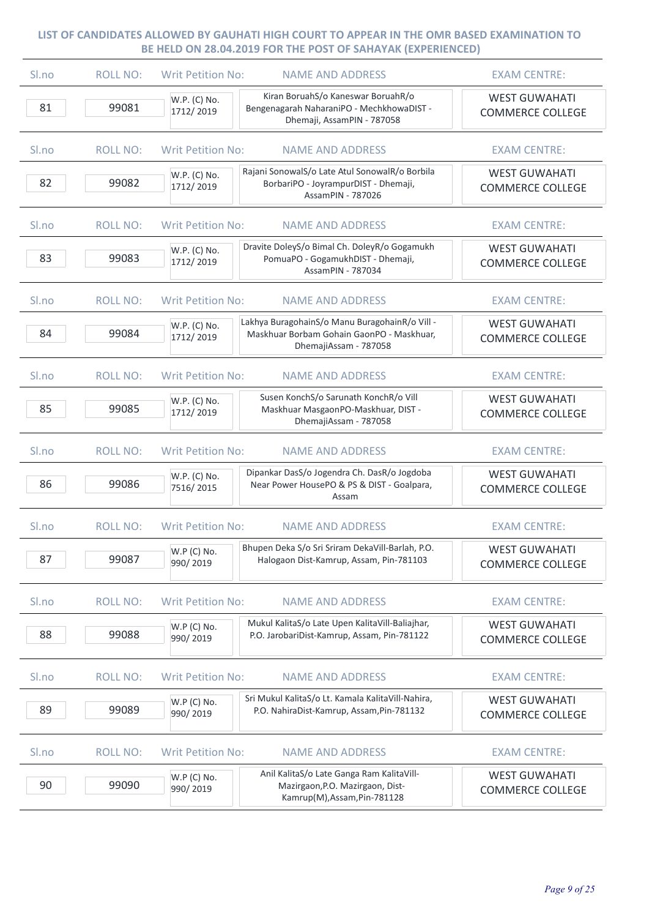**LIST OF CANDIDATES ALLOWED BY GAUHATI HIGH COURT TO APPEAR IN THE OMR BASED EXAMINATION TO BE HELD ON 28.04.2019 FOR THE POST OF SAHAYAK (EXPERIENCED)**

| Sl.no | ROLL NO: | Writ Petition No: | NAME AND ADDRESS | EXAM CENTRE: |
|---|---|---|---|---|
| 81 | 99081 | W.P. (C) No. 1712/ 2019 | Kiran BoruahS/o Kaneswar BoruahR/o Bengenagarah NaharaniPO - MechkhowaDIST - Dhemaji, AssamPIN - 787058 | WEST GUWAHATI COMMERCE COLLEGE |
| 82 | 99082 | W.P. (C) No. 1712/ 2019 | Rajani SonowalS/o Late Atul SonowalR/o Borbila BorbariPO - JoyrampurDIST - Dhemaji, AssamPIN - 787026 | WEST GUWAHATI COMMERCE COLLEGE |
| 83 | 99083 | W.P. (C) No. 1712/ 2019 | Dravite DoleyS/o Bimal Ch. DoleyR/o Gogamukh PomuaPO - GogamukhDIST - Dhemaji, AssamPIN - 787034 | WEST GUWAHATI COMMERCE COLLEGE |
| 84 | 99084 | W.P. (C) No. 1712/ 2019 | Lakhya BuragohainS/o Manu BuragohainR/o Vill - Maskhuar Borbam Gohain GaonPO - Maskhuar, DhemajiAssam - 787058 | WEST GUWAHATI COMMERCE COLLEGE |
| 85 | 99085 | W.P. (C) No. 1712/ 2019 | Susen KonchS/o Sarunath KonchR/o Vill Maskhuar MasgaonPO-Maskhuar, DIST - DhemajiAssam - 787058 | WEST GUWAHATI COMMERCE COLLEGE |
| 86 | 99086 | W.P. (C) No. 7516/ 2015 | Dipankar DasS/o Jogendra Ch. DasR/o Jogdoba Near Power HousePO & PS & DIST - Goalpara, Assam | WEST GUWAHATI COMMERCE COLLEGE |
| 87 | 99087 | W.P (C) No. 990/ 2019 | Bhupen Deka S/o Sri Sriram DekaVill-Barlah, P.O. Halogaon Dist-Kamrup, Assam, Pin-781103 | WEST GUWAHATI COMMERCE COLLEGE |
| 88 | 99088 | W.P (C) No. 990/ 2019 | Mukul KalitaS/o Late Upen KalitaVill-Baliajhar, P.O. JarobariDist-Kamrup, Assam, Pin-781122 | WEST GUWAHATI COMMERCE COLLEGE |
| 89 | 99089 | W.P (C) No. 990/ 2019 | Sri Mukul KalitaS/o Lt. Kamala KalitaVill-Nahira, P.O. NahiraDist-Kamrup, Assam,Pin-781132 | WEST GUWAHATI COMMERCE COLLEGE |
| 90 | 99090 | W.P (C) No. 990/ 2019 | Anil KalitaS/o Late Ganga Ram KalitaVill-Mazirgaon,P.O. Mazirgaon, Dist-Kamrup(M),Assam,Pin-781128 | WEST GUWAHATI COMMERCE COLLEGE |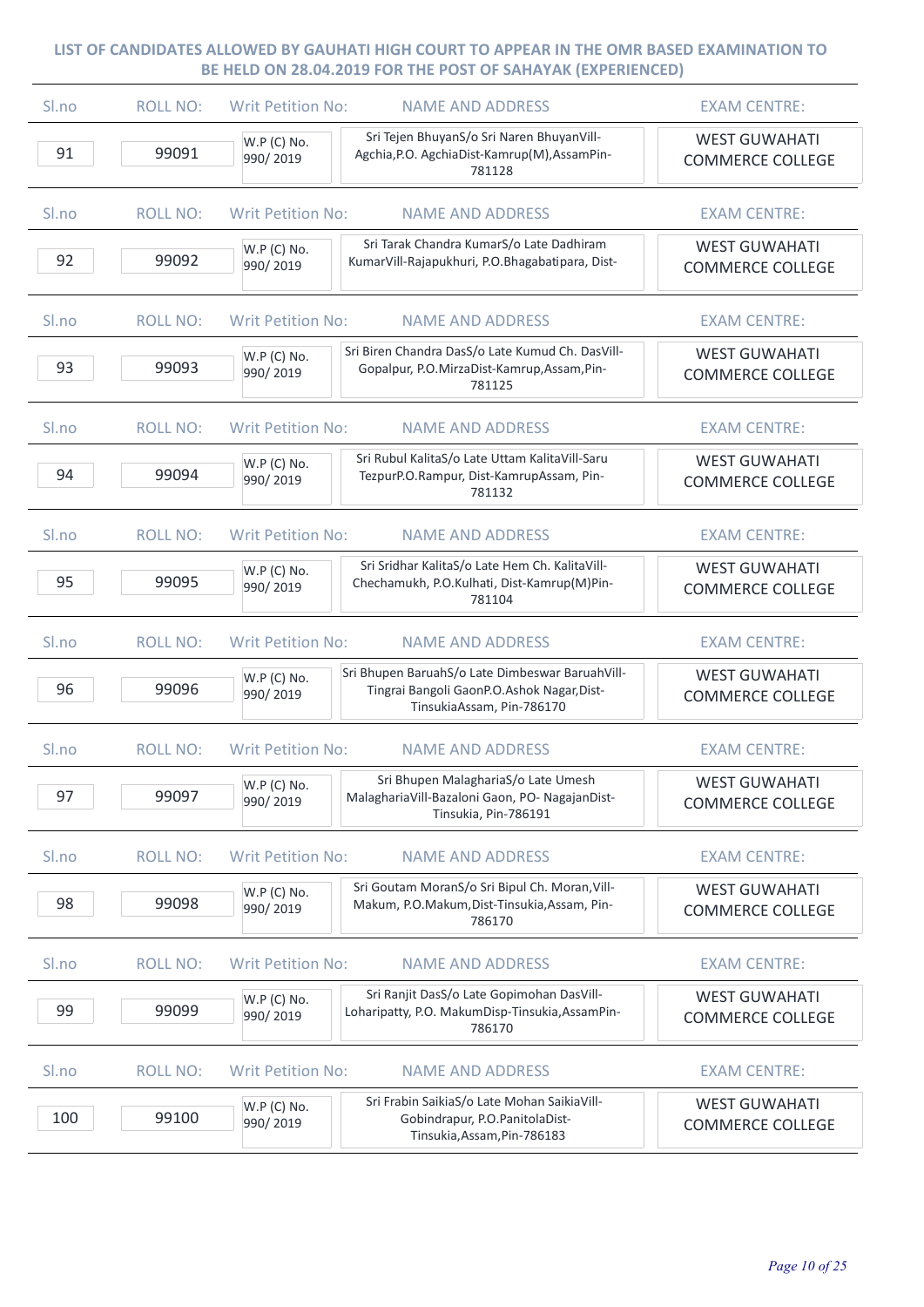**LIST OF CANDIDATES ALLOWED BY GAUHATI HIGH COURT TO APPEAR IN THE OMR BASED EXAMINATION TO BE HELD ON 28.04.2019 FOR THE POST OF SAHAYAK (EXPERIENCED)**

| Sl.no | ROLL NO: | Writ Petition No: | NAME AND ADDRESS | EXAM CENTRE: |
|---|---|---|---|---|
| 91 | 99091 | W.P (C) No. 990/ 2019 | Sri Tejen BhuyanS/o Sri Naren BhuyanVill-Agchia,P.O. AgchiaDist-Kamrup(M),AssamPin-781128 | WEST GUWAHATI COMMERCE COLLEGE |
| 92 | 99092 | W.P (C) No. 990/ 2019 | Sri Tarak Chandra KumarS/o Late Dadhiram KumarVill-Rajapukhuri, P.O.Bhagabatipara, Dist- | WEST GUWAHATI COMMERCE COLLEGE |
| 93 | 99093 | W.P (C) No. 990/ 2019 | Sri Biren Chandra DasS/o Late Kumud Ch. DasVill-Gopalpur, P.O.MirzaDist-Kamrup,Assam,Pin-781125 | WEST GUWAHATI COMMERCE COLLEGE |
| 94 | 99094 | W.P (C) No. 990/ 2019 | Sri Rubul KalitaS/o Late Uttam KalitaVill-Saru TezpurP.O.Rampur, Dist-KamrupAssam, Pin-781132 | WEST GUWAHATI COMMERCE COLLEGE |
| 95 | 99095 | W.P (C) No. 990/ 2019 | Sri Sridhar KalitaS/o Late Hem Ch. KalitaVill-Chechamukh, P.O.Kulhati, Dist-Kamrup(M)Pin-781104 | WEST GUWAHATI COMMERCE COLLEGE |
| 96 | 99096 | W.P (C) No. 990/ 2019 | Sri Bhupen BaruahS/o Late Dimbeswar BaruahVill-Tingrai Bangoli GaonP.O.Ashok Nagar,Dist-TinsukiaAssam, Pin-786170 | WEST GUWAHATI COMMERCE COLLEGE |
| 97 | 99097 | W.P (C) No. 990/ 2019 | Sri Bhupen MalaghariaS/o Late Umesh MalaghariaVill-Bazaloni Gaon, PO- NagajanDist-Tinsukia, Pin-786191 | WEST GUWAHATI COMMERCE COLLEGE |
| 98 | 99098 | W.P (C) No. 990/ 2019 | Sri Goutam MoranS/o Sri Bipul Ch. Moran,Vill-Makum, P.O.Makum,Dist-Tinsukia,Assam, Pin-786170 | WEST GUWAHATI COMMERCE COLLEGE |
| 99 | 99099 | W.P (C) No. 990/ 2019 | Sri Ranjit DasS/o Late Gopimohan DasVill-Loharipatty, P.O. MakumDisp-Tinsukia,AssamPin-786170 | WEST GUWAHATI COMMERCE COLLEGE |
| 100 | 99100 | W.P (C) No. 990/ 2019 | Sri Frabin SaikiaS/o Late Mohan SaikiaVill-Gobindrapur, P.O.PanitolaDist-Tinsukia,Assam,Pin-786183 | WEST GUWAHATI COMMERCE COLLEGE |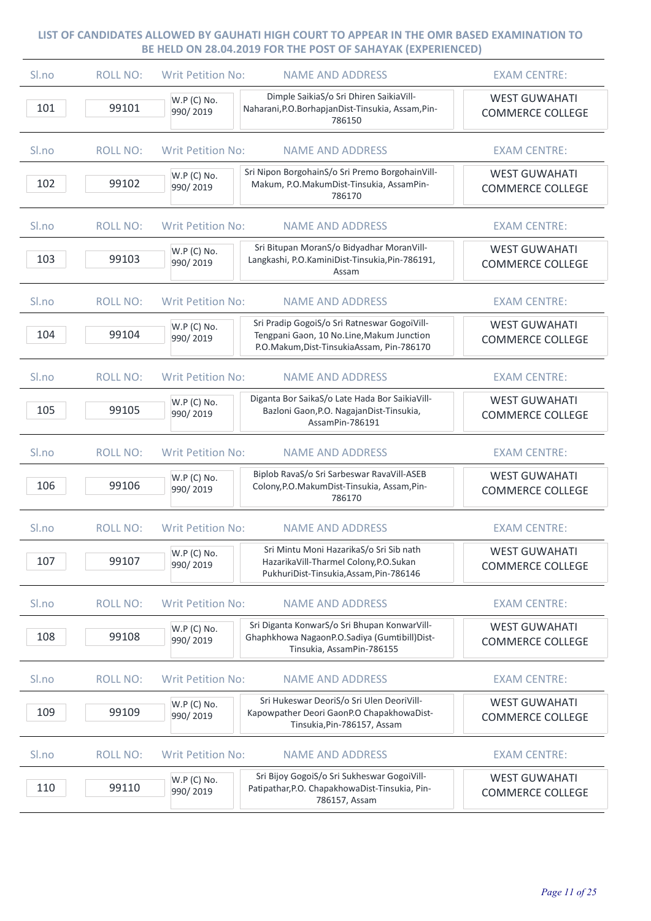## LIST OF CANDIDATES ALLOWED BY GAUHATI HIGH COURT TO APPEAR IN THE OMR BASED EXAMINATION TO BE HELD ON 28.04.2019 FOR THE POST OF SAHAYAK (EXPERIENCED)

| Sl.no | ROLL NO: | Writ Petition No: | NAME AND ADDRESS | EXAM CENTRE: |
|---|---|---|---|---|
| 101 | 99101 | W.P (C) No. 990/ 2019 | Dimple SaikiaS/o Sri Dhiren SaikiaVill-Naharani,P.O.BorhapjanDist-Tinsukia, Assam,Pin-786150 | WEST GUWAHATI COMMERCE COLLEGE |
| 102 | 99102 | W.P (C) No. 990/ 2019 | Sri Nipon BorgohainS/o Sri Premo BorgohainVill-Makum, P.O.MakumDist-Tinsukia, AssamPin-786170 | WEST GUWAHATI COMMERCE COLLEGE |
| 103 | 99103 | W.P (C) No. 990/ 2019 | Sri Bitupan MoranS/o Bidyadhar MoranVill-Langkashi, P.O.KaminiDist-Tinsukia,Pin-786191, Assam | WEST GUWAHATI COMMERCE COLLEGE |
| 104 | 99104 | W.P (C) No. 990/ 2019 | Sri Pradip GogoiS/o Sri Ratneswar GogoiVill-Tengpani Gaon, 10 No.Line,Makum Junction P.O.Makum,Dist-TinsukiaAssam, Pin-786170 | WEST GUWAHATI COMMERCE COLLEGE |
| 105 | 99105 | W.P (C) No. 990/ 2019 | Diganta Bor SaikaS/o Late Hada Bor SaikiaVill-Bazloni Gaon,P.O. NagajanDist-Tinsukia, AssamPin-786191 | WEST GUWAHATI COMMERCE COLLEGE |
| 106 | 99106 | W.P (C) No. 990/ 2019 | Biplob RavaS/o Sri Sarbeswar RavaVill-ASEB Colony,P.O.MakumDist-Tinsukia, Assam,Pin-786170 | WEST GUWAHATI COMMERCE COLLEGE |
| 107 | 99107 | W.P (C) No. 990/ 2019 | Sri Mintu Moni HazarikaS/o Sri Sib nath HazarikaVill-Tharmel Colony,P.O.Sukan PukhuriDist-Tinsukia,Assam,Pin-786146 | WEST GUWAHATI COMMERCE COLLEGE |
| 108 | 99108 | W.P (C) No. 990/ 2019 | Sri Diganta KonwarS/o Sri Bhupan KonwarVill-Ghaphkhowa NagaonP.O.Sadiya (Gumtibill)Dist-Tinsukia, AssamPin-786155 | WEST GUWAHATI COMMERCE COLLEGE |
| 109 | 99109 | W.P (C) No. 990/ 2019 | Sri Hukeswar DeoriS/o Sri Ulen DeoriVill-Kapowpather Deori GaonP.O ChapakhowaDist-Tinsukia,Pin-786157, Assam | WEST GUWAHATI COMMERCE COLLEGE |
| 110 | 99110 | W.P (C) No. 990/ 2019 | Sri Bijoy GogoiS/o Sri Sukheswar GogoiVill-Patipathar,P.O. ChapakhowaDist-Tinsukia, Pin-786157, Assam | WEST GUWAHATI COMMERCE COLLEGE |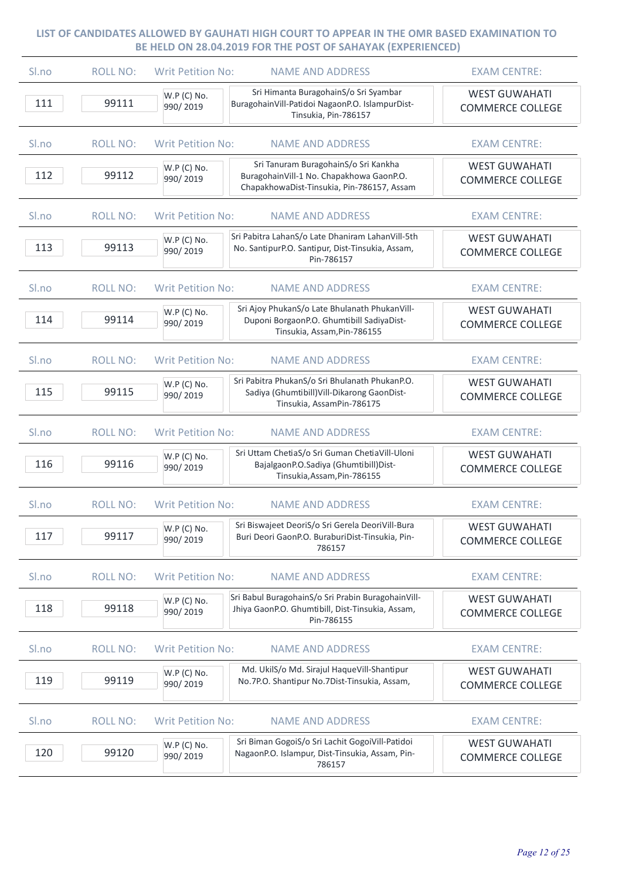**LIST OF CANDIDATES ALLOWED BY GAUHATI HIGH COURT TO APPEAR IN THE OMR BASED EXAMINATION TO BE HELD ON 28.04.2019 FOR THE POST OF SAHAYAK (EXPERIENCED)**

| Sl.no | ROLL NO: | Writ Petition No: | NAME AND ADDRESS | EXAM CENTRE: |
|---|---|---|---|---|
| 111 | 99111 | W.P (C) No. 990/ 2019 | Sri Himanta BuragohainS/o Sri Syambar BuragohainVill-Patidoi NagaonP.O. IslampurDist-Tinsukia, Pin-786157 | WEST GUWAHATI COMMERCE COLLEGE |
| 112 | 99112 | W.P (C) No. 990/ 2019 | Sri Tanuram BuragohainS/o Sri Kankha BuragohainVill-1 No. Chapakhowa GaonP.O. ChapakhowaDist-Tinsukia, Pin-786157, Assam | WEST GUWAHATI COMMERCE COLLEGE |
| 113 | 99113 | W.P (C) No. 990/ 2019 | Sri Pabitra LahanS/o Late Dhaniram LahanVill-5th No. SantipurP.O. Santipur, Dist-Tinsukia, Assam, Pin-786157 | WEST GUWAHATI COMMERCE COLLEGE |
| 114 | 99114 | W.P (C) No. 990/ 2019 | Sri Ajoy PhukanS/o Late Bhulanath PhukanVill-Duponi BorgaonP.O. Ghumtibill SadiyaDist-Tinsukia, Assam,Pin-786155 | WEST GUWAHATI COMMERCE COLLEGE |
| 115 | 99115 | W.P (C) No. 990/ 2019 | Sri Pabitra PhukanS/o Sri Bhulanath PhukanP.O. Sadiya (Ghumtibill)Vill-Dikarong GaonDist-Tinsukia, AssamPin-786175 | WEST GUWAHATI COMMERCE COLLEGE |
| 116 | 99116 | W.P (C) No. 990/ 2019 | Sri Uttam ChetiaS/o Sri Guman ChetiaVill-Uloni BajalgaonP.O.Sadiya (Ghumtibill)Dist-Tinsukia,Assam,Pin-786155 | WEST GUWAHATI COMMERCE COLLEGE |
| 117 | 99117 | W.P (C) No. 990/ 2019 | Sri Biswajeet DeoriS/o Sri Gerela DeoriVill-Bura Buri Deori GaonP.O. BuraburiDist-Tinsukia, Pin-786157 | WEST GUWAHATI COMMERCE COLLEGE |
| 118 | 99118 | W.P (C) No. 990/ 2019 | Sri Babul BuragohainS/o Sri Prabin BuragohainVill-Jhiya GaonP.O. Ghumtibill, Dist-Tinsukia, Assam, Pin-786155 | WEST GUWAHATI COMMERCE COLLEGE |
| 119 | 99119 | W.P (C) No. 990/ 2019 | Md. UkilS/o Md. Sirajul HaqueVill-Shantipur No.7P.O. Shantipur No.7Dist-Tinsukia, Assam, | WEST GUWAHATI COMMERCE COLLEGE |
| 120 | 99120 | W.P (C) No. 990/ 2019 | Sri Biman GogoiS/o Sri Lachit GogoiVill-Patidoi NagaonP.O. Islampur, Dist-Tinsukia, Assam, Pin-786157 | WEST GUWAHATI COMMERCE COLLEGE |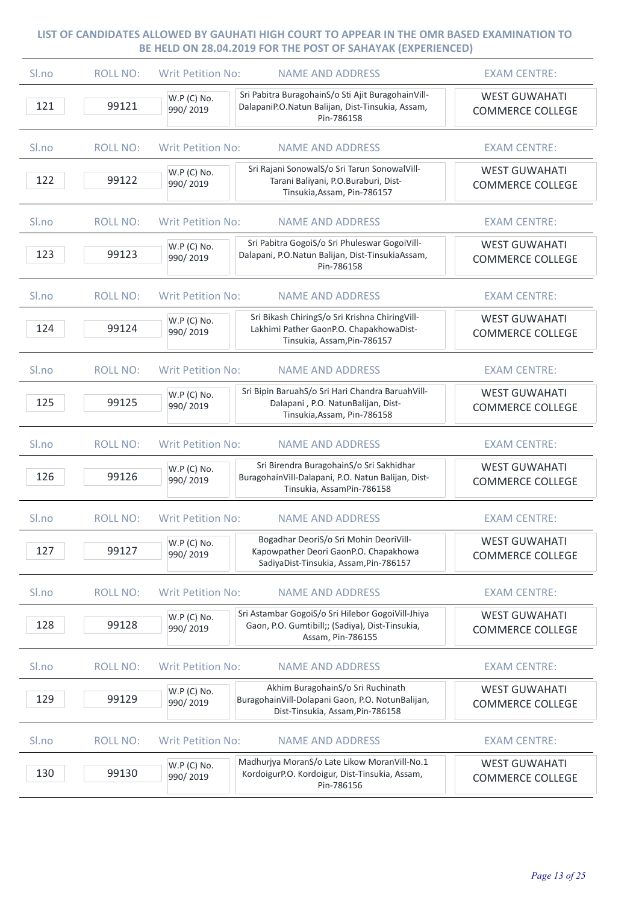## LIST OF CANDIDATES ALLOWED BY GAUHATI HIGH COURT TO APPEAR IN THE OMR BASED EXAMINATION TO BE HELD ON 28.04.2019 FOR THE POST OF SAHAYAK (EXPERIENCED)

| Sl.no | ROLL NO: | Writ Petition No: | NAME AND ADDRESS | EXAM CENTRE: |
|---|---|---|---|---|
| 121 | 99121 | W.P (C) No. 990/ 2019 | Sri Pabitra BuragohainS/o Sti Ajit BuragohainVill-DalapaniP.O.Natun Balijan, Dist-Tinsukia, Assam, Pin-786158 | WEST GUWAHATI COMMERCE COLLEGE |
| 122 | 99122 | W.P (C) No. 990/ 2019 | Sri Rajani SonowalS/o Sri Tarun SonowalVill-Tarani Baliyani, P.O.Buraburi, Dist-Tinsukia,Assam, Pin-786157 | WEST GUWAHATI COMMERCE COLLEGE |
| 123 | 99123 | W.P (C) No. 990/ 2019 | Sri Pabitra GogoiS/o Sri Phuleswar GogoiVill-Dalapani, P.O.Natun Balijan, Dist-TinsukiaAssam, Pin-786158 | WEST GUWAHATI COMMERCE COLLEGE |
| 124 | 99124 | W.P (C) No. 990/ 2019 | Sri Bikash ChiringS/o Sri Krishna ChiringVill-Lakhimi Pather GaonP.O. ChapakhowaDist-Tinsukia, Assam,Pin-786157 | WEST GUWAHATI COMMERCE COLLEGE |
| 125 | 99125 | W.P (C) No. 990/ 2019 | Sri Bipin BaruahS/o Sri Hari Chandra BaruahVill-Dalapani , P.O. NatunBalijan, Dist-Tinsukia,Assam, Pin-786158 | WEST GUWAHATI COMMERCE COLLEGE |
| 126 | 99126 | W.P (C) No. 990/ 2019 | Sri Birendra BuragohainS/o Sri Sakhidhar BuragohainVill-Dalapani, P.O. Natun Balijan, Dist-Tinsukia, AssamPin-786158 | WEST GUWAHATI COMMERCE COLLEGE |
| 127 | 99127 | W.P (C) No. 990/ 2019 | Bogadhar DeoriS/o Sri Mohin DeoriVill-Kapowpather Deori GaonP.O. Chapakhowa SadiyaDist-Tinsukia, Assam,Pin-786157 | WEST GUWAHATI COMMERCE COLLEGE |
| 128 | 99128 | W.P (C) No. 990/ 2019 | Sri Astambar GogoiS/o Sri Hilebor GogoiVill-Jhiya Gaon, P.O. Gumtibill;; (Sadiya), Dist-Tinsukia, Assam, Pin-786155 | WEST GUWAHATI COMMERCE COLLEGE |
| 129 | 99129 | W.P (C) No. 990/ 2019 | Akhim BuragohainS/o Sri Ruchinath BuragohainVill-Dolapani Gaon, P.O. NotunBalijan, Dist-Tinsukia, Assam,Pin-786158 | WEST GUWAHATI COMMERCE COLLEGE |
| 130 | 99130 | W.P (C) No. 990/ 2019 | Madhurjya MoranS/o Late Likow MoranVill-No.1 KordoigurP.O. Kordoigur, Dist-Tinsukia, Assam, Pin-786156 | WEST GUWAHATI COMMERCE COLLEGE |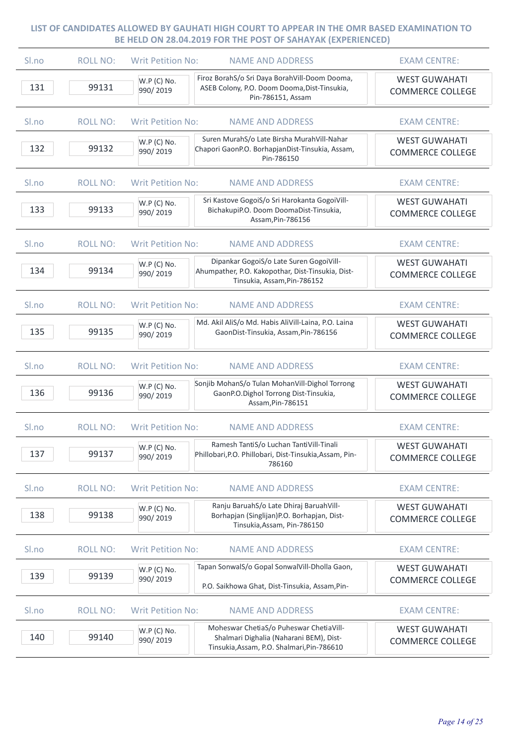## LIST OF CANDIDATES ALLOWED BY GAUHATI HIGH COURT TO APPEAR IN THE OMR BASED EXAMINATION TO BE HELD ON 28.04.2019 FOR THE POST OF SAHAYAK (EXPERIENCED)

| Sl.no | ROLL NO: | Writ Petition No: | NAME AND ADDRESS | EXAM CENTRE: |
|---|---|---|---|---|
| 131 | 99131 | W.P (C) No. 990/ 2019 | Firoz BorahS/o Sri Daya BorahVill-Doom Dooma, ASEB Colony, P.O. Doom Dooma,Dist-Tinsukia, Pin-786151, Assam | WEST GUWAHATI COMMERCE COLLEGE |
| 132 | 99132 | W.P (C) No. 990/ 2019 | Suren MurahS/o Late Birsha MurahVill-Nahar Chapori GaonP.O. BorhapjanDist-Tinsukia, Assam, Pin-786150 | WEST GUWAHATI COMMERCE COLLEGE |
| 133 | 99133 | W.P (C) No. 990/ 2019 | Sri Kastove GogoiS/o Sri Harokanta GogoiVill-BichakupiP.O. Doom DoomaDist-Tinsukia, Assam,Pin-786156 | WEST GUWAHATI COMMERCE COLLEGE |
| 134 | 99134 | W.P (C) No. 990/ 2019 | Dipankar GogoiS/o Late Suren GogoiVill-Ahumpather, P.O. Kakopothar, Dist-Tinsukia, Dist-Tinsukia, Assam,Pin-786152 | WEST GUWAHATI COMMERCE COLLEGE |
| 135 | 99135 | W.P (C) No. 990/ 2019 | Md. Akil AliS/o Md. Habis AliVill-Laina, P.O. Laina GaonDist-Tinsukia, Assam,Pin-786156 | WEST GUWAHATI COMMERCE COLLEGE |
| 136 | 99136 | W.P (C) No. 990/ 2019 | Sonjib MohanS/o Tulan MohanVill-Dighol Torrong GaonP.O.Dighol Torrong Dist-Tinsukia, Assam,Pin-786151 | WEST GUWAHATI COMMERCE COLLEGE |
| 137 | 99137 | W.P (C) No. 990/ 2019 | Ramesh TantiS/o Luchan TantiVill-Tinali Phillobari,P.O. Phillobari, Dist-Tinsukia,Assam, Pin-786160 | WEST GUWAHATI COMMERCE COLLEGE |
| 138 | 99138 | W.P (C) No. 990/ 2019 | Ranju BaruahS/o Late Dhiraj BaruahVill-Borhapjan (Singlijan)P.O. Borhapjan, Dist-Tinsukia,Assam, Pin-786150 | WEST GUWAHATI COMMERCE COLLEGE |
| 139 | 99139 | W.P (C) No. 990/ 2019 | Tapan SonwalS/o Gopal SonwalVill-Dholla Gaon, P.O. Saikhowa Ghat, Dist-Tinsukia, Assam,Pin- | WEST GUWAHATI COMMERCE COLLEGE |
| 140 | 99140 | W.P (C) No. 990/ 2019 | Moheswar ChetiaS/o Puheswar ChetiaVill-Shalmari Dighalia (Naharani BEM), Dist-Tinsukia,Assam, P.O. Shalmari,Pin-786610 | WEST GUWAHATI COMMERCE COLLEGE |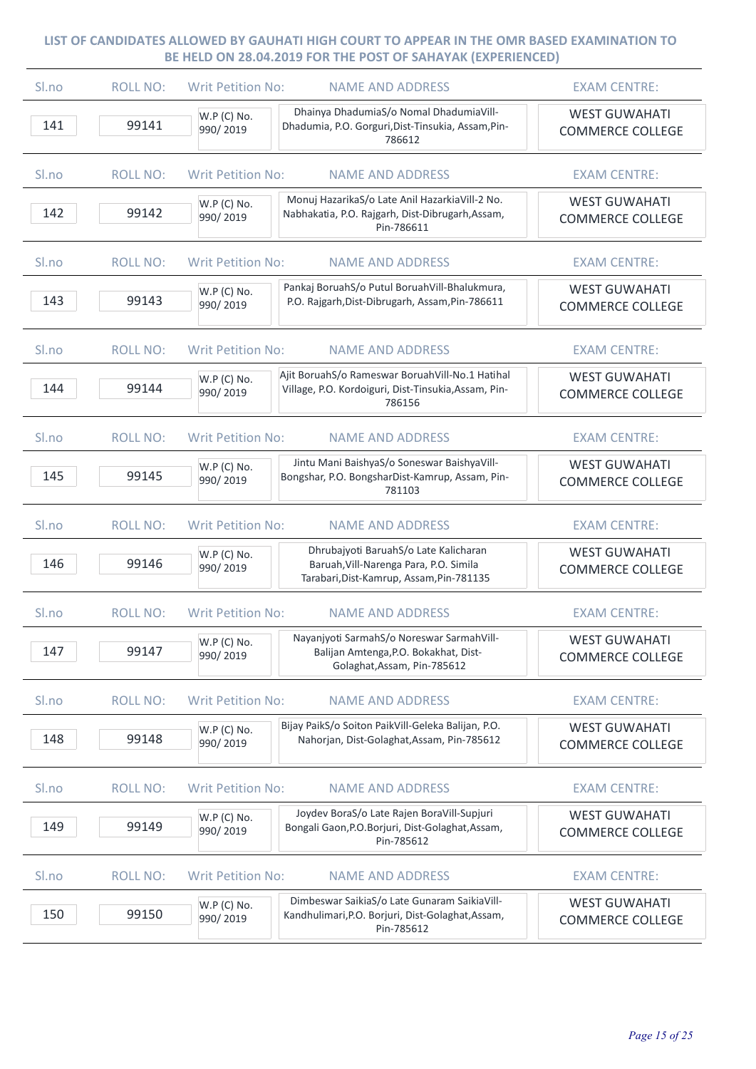**LIST OF CANDIDATES ALLOWED BY GAUHATI HIGH COURT TO APPEAR IN THE OMR BASED EXAMINATION TO BE HELD ON 28.04.2019 FOR THE POST OF SAHAYAK (EXPERIENCED)**

| Sl.no | ROLL NO: | Writ Petition No: | NAME AND ADDRESS | EXAM CENTRE: |
|---|---|---|---|---|
| 141 | 99141 | W.P (C) No. 990/ 2019 | Dhainya DhadumiaS/o Nomal DhadumiaVill-Dhadumia, P.O. Gorguri,Dist-Tinsukia, Assam,Pin-786612 | WEST GUWAHATI COMMERCE COLLEGE |
| 142 | 99142 | W.P (C) No. 990/ 2019 | Monuj HazarikaS/o Late Anil HazarkiaVill-2 No. Nabhakatia, P.O. Rajgarh, Dist-Dibrugarh,Assam, Pin-786611 | WEST GUWAHATI COMMERCE COLLEGE |
| 143 | 99143 | W.P (C) No. 990/ 2019 | Pankaj BoruahS/o Putul BoruahVill-Bhalukmura, P.O. Rajgarh,Dist-Dibrugarh, Assam,Pin-786611 | WEST GUWAHATI COMMERCE COLLEGE |
| 144 | 99144 | W.P (C) No. 990/ 2019 | Ajit BoruahS/o Rameswar BoruahVill-No.1 Hatihal Village, P.O. Kordoiguri, Dist-Tinsukia,Assam, Pin-786156 | WEST GUWAHATI COMMERCE COLLEGE |
| 145 | 99145 | W.P (C) No. 990/ 2019 | Jintu Mani BaishyaS/o Soneswar BaishyaVill-Bongshar, P.O. BongsharDist-Kamrup, Assam, Pin-781103 | WEST GUWAHATI COMMERCE COLLEGE |
| 146 | 99146 | W.P (C) No. 990/ 2019 | Dhrubajyoti BaruahS/o Late Kalicharan Baruah,Vill-Narenga Para, P.O. Simila Tarabari,Dist-Kamrup, Assam,Pin-781135 | WEST GUWAHATI COMMERCE COLLEGE |
| 147 | 99147 | W.P (C) No. 990/ 2019 | Nayanjyoti SarmahS/o Noreswar SarmahVill-Balijan Amtenga,P.O. Bokakhat, Dist-Golaghat,Assam, Pin-785612 | WEST GUWAHATI COMMERCE COLLEGE |
| 148 | 99148 | W.P (C) No. 990/ 2019 | Bijay PaikS/o Soiton PaikVill-Geleka Balijan, P.O. Nahorjan, Dist-Golaghat,Assam, Pin-785612 | WEST GUWAHATI COMMERCE COLLEGE |
| 149 | 99149 | W.P (C) No. 990/ 2019 | Joydev BoraS/o Late Rajen BoraVill-Supjuri Bongali Gaon,P.O.Borjuri, Dist-Golaghat,Assam, Pin-785612 | WEST GUWAHATI COMMERCE COLLEGE |
| 150 | 99150 | W.P (C) No. 990/ 2019 | Dimbeswar SaikiaS/o Late Gunaram SaikiaVill-Kandhulimari,P.O. Borjuri, Dist-Golaghat,Assam, Pin-785612 | WEST GUWAHATI COMMERCE COLLEGE |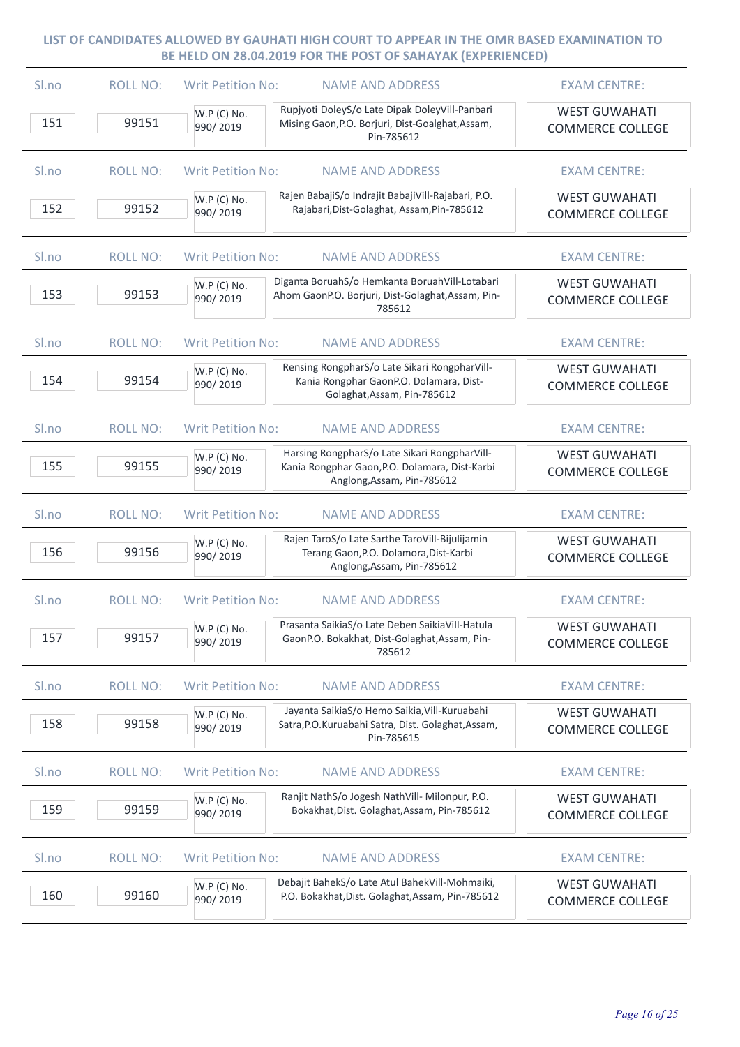## LIST OF CANDIDATES ALLOWED BY GAUHATI HIGH COURT TO APPEAR IN THE OMR BASED EXAMINATION TO BE HELD ON 28.04.2019 FOR THE POST OF SAHAYAK (EXPERIENCED)

| Sl.no | ROLL NO: | Writ Petition No: | NAME AND ADDRESS | EXAM CENTRE: |
|---|---|---|---|---|
| 151 | 99151 | W.P (C) No. 990/ 2019 | Rupjyoti DoleyS/o Late Dipak DoleyVill-Panbari Mising Gaon,P.O. Borjuri, Dist-Goalghat,Assam, Pin-785612 | WEST GUWAHATI COMMERCE COLLEGE |
| 152 | 99152 | W.P (C) No. 990/ 2019 | Rajen BabajiS/o Indrajit BabajiVill-Rajabari, P.O. Rajabari,Dist-Golaghat, Assam,Pin-785612 | WEST GUWAHATI COMMERCE COLLEGE |
| 153 | 99153 | W.P (C) No. 990/ 2019 | Diganta BoruahS/o Hemkanta BoruahVill-Lotabari Ahom GaonP.O. Borjuri, Dist-Golaghat,Assam, Pin-785612 | WEST GUWAHATI COMMERCE COLLEGE |
| 154 | 99154 | W.P (C) No. 990/ 2019 | Rensing RongpharS/o Late Sikari RongpharVill-Kania Rongphar GaonP.O. Dolamara, Dist-Golaghat,Assam, Pin-785612 | WEST GUWAHATI COMMERCE COLLEGE |
| 155 | 99155 | W.P (C) No. 990/ 2019 | Harsing RongpharS/o Late Sikari RongpharVill-Kania Rongphar Gaon,P.O. Dolamara, Dist-Karbi Anglong,Assam, Pin-785612 | WEST GUWAHATI COMMERCE COLLEGE |
| 156 | 99156 | W.P (C) No. 990/ 2019 | Rajen TaroS/o Late Sarthe TaroVill-Bijulijamin Terang Gaon,P.O. Dolamora,Dist-Karbi Anglong,Assam, Pin-785612 | WEST GUWAHATI COMMERCE COLLEGE |
| 157 | 99157 | W.P (C) No. 990/ 2019 | Prasanta SaikiaS/o Late Deben SaikiaVill-Hatula GaonP.O. Bokakhat, Dist-Golaghat,Assam, Pin-785612 | WEST GUWAHATI COMMERCE COLLEGE |
| 158 | 99158 | W.P (C) No. 990/ 2019 | Jayanta SaikiaS/o Hemo Saikia,Vill-Kuruabahi Satra,P.O.Kuruabahi Satra, Dist. Golaghat,Assam, Pin-785615 | WEST GUWAHATI COMMERCE COLLEGE |
| 159 | 99159 | W.P (C) No. 990/ 2019 | Ranjit NathS/o Jogesh NathVill- Milonpur, P.O. Bokakhat,Dist. Golaghat,Assam, Pin-785612 | WEST GUWAHATI COMMERCE COLLEGE |
| 160 | 99160 | W.P (C) No. 990/ 2019 | Debajit BahekS/o Late Atul BahekVill-Mohmaiki, P.O. Bokakhat,Dist. Golaghat,Assam, Pin-785612 | WEST GUWAHATI COMMERCE COLLEGE |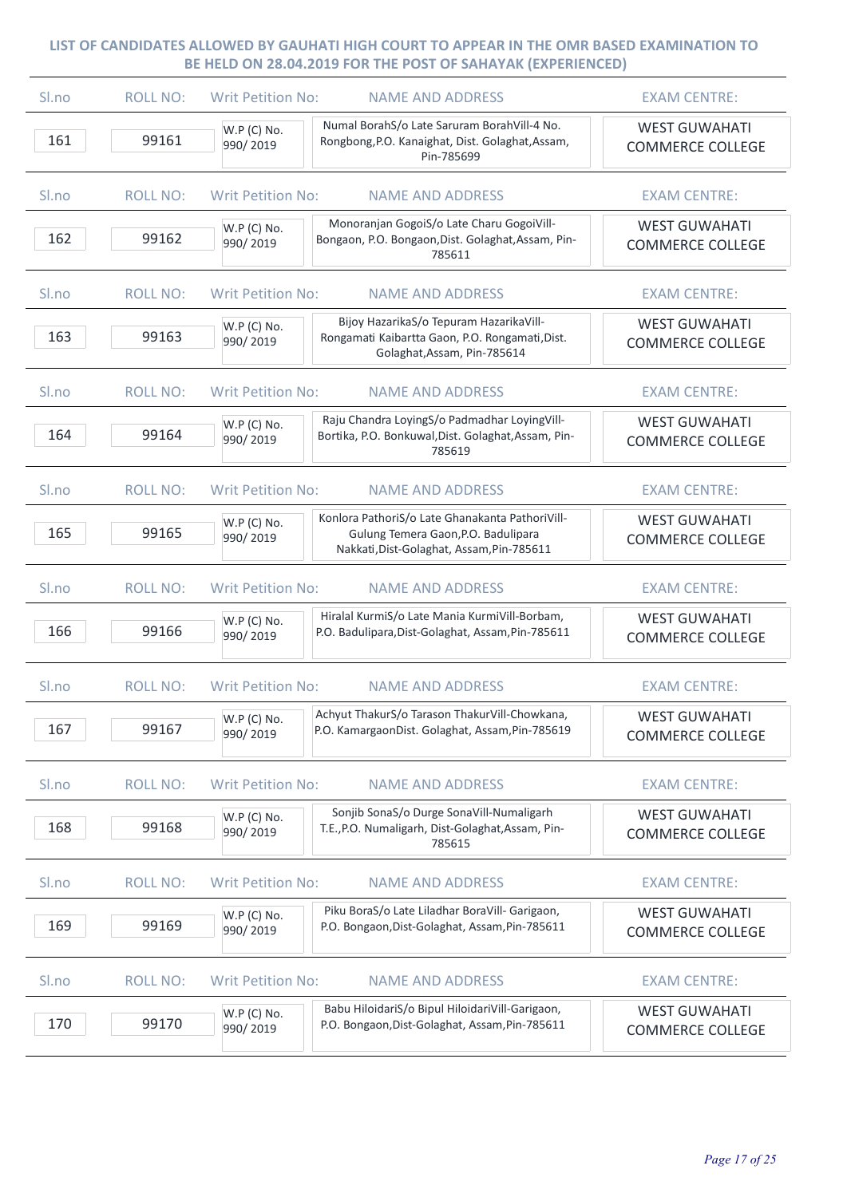**LIST OF CANDIDATES ALLOWED BY GAUHATI HIGH COURT TO APPEAR IN THE OMR BASED EXAMINATION TO BE HELD ON 28.04.2019 FOR THE POST OF SAHAYAK (EXPERIENCED)**

| Sl.no | ROLL NO: | Writ Petition No: | NAME AND ADDRESS | EXAM CENTRE: |
|---|---|---|---|---|
| 161 | 99161 | W.P (C) No. 990/ 2019 | Numal BorahS/o Late Saruram BorahVill-4 No. Rongbong,P.O. Kanaighat, Dist. Golaghat,Assam, Pin-785699 | WEST GUWAHATI COMMERCE COLLEGE |
| 162 | 99162 | W.P (C) No. 990/ 2019 | Monoranjan GogoiS/o Late Charu GogoiVill-Bongaon, P.O. Bongaon,Dist. Golaghat,Assam, Pin-785611 | WEST GUWAHATI COMMERCE COLLEGE |
| 163 | 99163 | W.P (C) No. 990/ 2019 | Bijoy HazarikaS/o Tepuram HazarikaVill-Rongamati Kaibartta Gaon, P.O. Rongamati,Dist. Golaghat,Assam, Pin-785614 | WEST GUWAHATI COMMERCE COLLEGE |
| 164 | 99164 | W.P (C) No. 990/ 2019 | Raju Chandra LoyingS/o Padmadhar LoyingVill-Bortika, P.O. Bonkuwal,Dist. Golaghat,Assam, Pin-785619 | WEST GUWAHATI COMMERCE COLLEGE |
| 165 | 99165 | W.P (C) No. 990/ 2019 | Konlora PathoriS/o Late Ghanakanta PathoriVill-Gulung Temera Gaon,P.O. Badulipara Nakkati,Dist-Golaghat, Assam,Pin-785611 | WEST GUWAHATI COMMERCE COLLEGE |
| 166 | 99166 | W.P (C) No. 990/ 2019 | Hiralal KurmiS/o Late Mania KurmiVill-Borbam, P.O. Badulipara,Dist-Golaghat, Assam,Pin-785611 | WEST GUWAHATI COMMERCE COLLEGE |
| 167 | 99167 | W.P (C) No. 990/ 2019 | Achyut ThakurS/o Tarason ThakurVill-Chowkana, P.O. KamargaonDist. Golaghat, Assam,Pin-785619 | WEST GUWAHATI COMMERCE COLLEGE |
| 168 | 99168 | W.P (C) No. 990/ 2019 | Sonjib SonaS/o Durge SonaVill-Numaligarh T.E.,P.O. Numaligarh, Dist-Golaghat,Assam, Pin-785615 | WEST GUWAHATI COMMERCE COLLEGE |
| 169 | 99169 | W.P (C) No. 990/ 2019 | Piku BoraS/o Late Liladhar BoraVill- Garigaon, P.O. Bongaon,Dist-Golaghat, Assam,Pin-785611 | WEST GUWAHATI COMMERCE COLLEGE |
| 170 | 99170 | W.P (C) No. 990/ 2019 | Babu HiloidariS/o Bipul HiloidariVill-Garigaon, P.O. Bongaon,Dist-Golaghat, Assam,Pin-785611 | WEST GUWAHATI COMMERCE COLLEGE |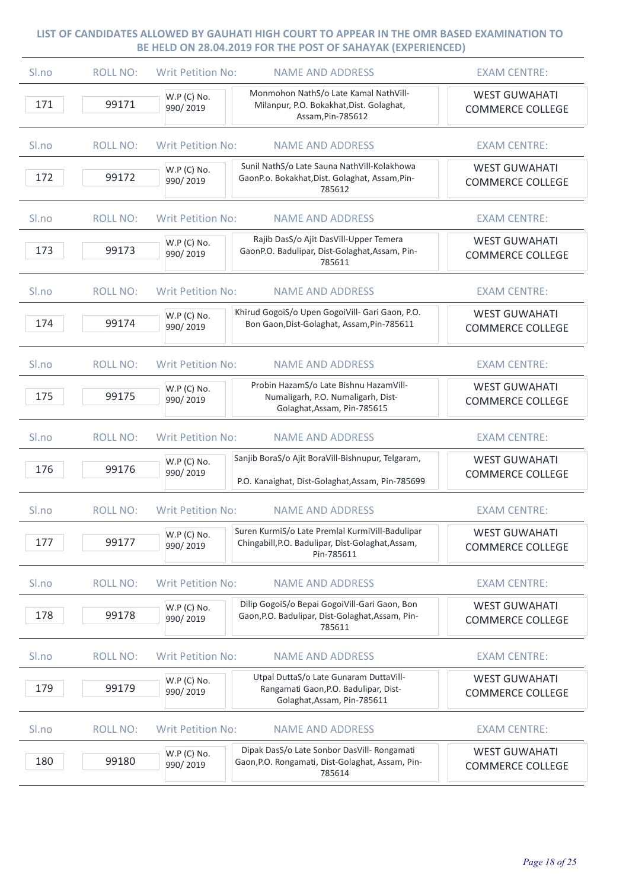**LIST OF CANDIDATES ALLOWED BY GAUHATI HIGH COURT TO APPEAR IN THE OMR BASED EXAMINATION TO BE HELD ON 28.04.2019 FOR THE POST OF SAHAYAK (EXPERIENCED)**

| Sl.no | ROLL NO: | Writ Petition No: | NAME AND ADDRESS | EXAM CENTRE: |
|---|---|---|---|---|
| 171 | 99171 | W.P (C) No. 990/ 2019 | Monmohon NathS/o Late Kamal NathVill-Milanpur, P.O. Bokakhat,Dist. Golaghat, Assam,Pin-785612 | WEST GUWAHATI COMMERCE COLLEGE |
| 172 | 99172 | W.P (C) No. 990/ 2019 | Sunil NathS/o Late Sauna NathVill-Kolakhowa GaonP.o. Bokakhat,Dist. Golaghat, Assam,Pin-785612 | WEST GUWAHATI COMMERCE COLLEGE |
| 173 | 99173 | W.P (C) No. 990/ 2019 | Rajib DasS/o Ajit DasVill-Upper Temera GaonP.O. Badulipar, Dist-Golaghat,Assam, Pin-785611 | WEST GUWAHATI COMMERCE COLLEGE |
| 174 | 99174 | W.P (C) No. 990/ 2019 | Khirud GogoiS/o Upen GogoiVill- Gari Gaon, P.O. Bon Gaon,Dist-Golaghat, Assam,Pin-785611 | WEST GUWAHATI COMMERCE COLLEGE |
| 175 | 99175 | W.P (C) No. 990/ 2019 | Probin HazamS/o Late Bishnu HazamVill-Numaligarh, P.O. Numaligarh, Dist-Golaghat,Assam, Pin-785615 | WEST GUWAHATI COMMERCE COLLEGE |
| 176 | 99176 | W.P (C) No. 990/ 2019 | Sanjib BoraS/o Ajit BoraVill-Bishnupur, Telgaram, P.O. Kanaighat, Dist-Golaghat,Assam, Pin-785699 | WEST GUWAHATI COMMERCE COLLEGE |
| 177 | 99177 | W.P (C) No. 990/ 2019 | Suren KurmiS/o Late Premlal KurmiVill-Badulipar Chingabill,P.O. Badulipar, Dist-Golaghat,Assam, Pin-785611 | WEST GUWAHATI COMMERCE COLLEGE |
| 178 | 99178 | W.P (C) No. 990/ 2019 | Dilip GogoiS/o Bepai GogoiVill-Gari Gaon, Bon Gaon,P.O. Badulipar, Dist-Golaghat,Assam, Pin-785611 | WEST GUWAHATI COMMERCE COLLEGE |
| 179 | 99179 | W.P (C) No. 990/ 2019 | Utpal DuttaS/o Late Gunaram DuttaVill-Rangamati Gaon,P.O. Badulipar, Dist-Golaghat,Assam, Pin-785611 | WEST GUWAHATI COMMERCE COLLEGE |
| 180 | 99180 | W.P (C) No. 990/ 2019 | Dipak DasS/o Late Sonbor DasVill- Rongamati Gaon,P.O. Rongamati, Dist-Golaghat, Assam, Pin-785614 | WEST GUWAHATI COMMERCE COLLEGE |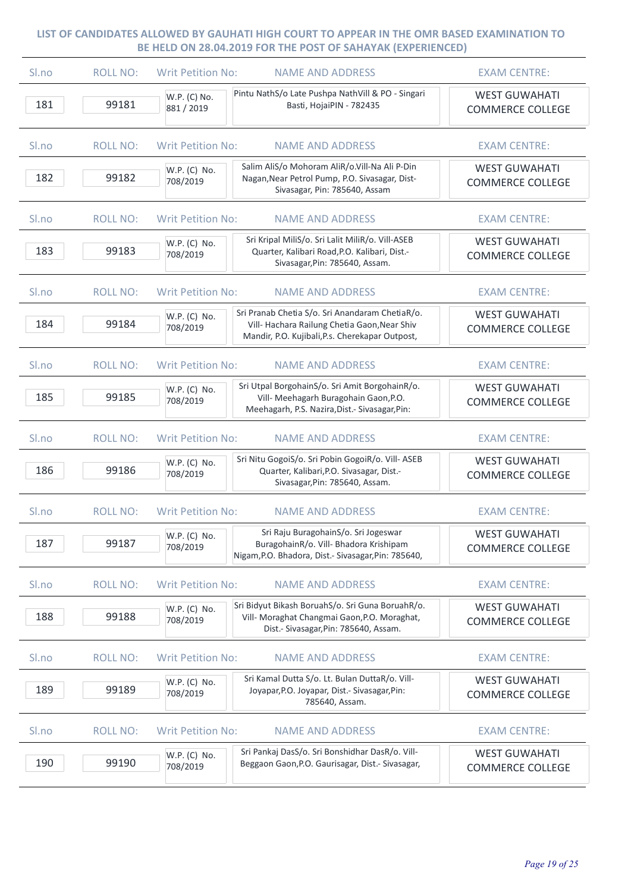**LIST OF CANDIDATES ALLOWED BY GAUHATI HIGH COURT TO APPEAR IN THE OMR BASED EXAMINATION TO BE HELD ON 28.04.2019 FOR THE POST OF SAHAYAK (EXPERIENCED)**

| Sl.no | ROLL NO: | Writ Petition No: | NAME AND ADDRESS | EXAM CENTRE: |
|---|---|---|---|---|
| 181 | 99181 | W.P. (C) No. 881 / 2019 | Pintu NathS/o Late Pushpa NathVill & PO - Singari Basti, HojaiPIN - 782435 | WEST GUWAHATI COMMERCE COLLEGE |
| 182 | 99182 | W.P. (C) No. 708/2019 | Salim AliS/o Mohoram AliR/o.Vill-Na Ali P-Din Nagan,Near Petrol Pump, P.O. Sivasagar, Dist-Sivasagar, Pin: 785640, Assam | WEST GUWAHATI COMMERCE COLLEGE |
| 183 | 99183 | W.P. (C) No. 708/2019 | Sri Kripal MiliS/o. Sri Lalit MiliR/o. Vill-ASEB Quarter, Kalibari Road,P.O. Kalibari, Dist.-Sivasagar,Pin: 785640, Assam. | WEST GUWAHATI COMMERCE COLLEGE |
| 184 | 99184 | W.P. (C) No. 708/2019 | Sri Pranab Chetia S/o. Sri Anandaram ChetiaR/o. Vill- Hachara Railung Chetia Gaon,Near Shiv Mandir, P.O. Kujibali,P.s. Cherekapar Outpost, | WEST GUWAHATI COMMERCE COLLEGE |
| 185 | 99185 | W.P. (C) No. 708/2019 | Sri Utpal BorgohainS/o. Sri Amit BorgohainR/o. Vill- Meehagarh Buragohain Gaon,P.O. Meehagarh, P.S. Nazira,Dist.- Sivasagar,Pin: | WEST GUWAHATI COMMERCE COLLEGE |
| 186 | 99186 | W.P. (C) No. 708/2019 | Sri Nitu GogoiS/o. Sri Pobin GogoiR/o. Vill- ASEB Quarter, Kalibari,P.O. Sivasagar, Dist.-Sivasagar,Pin: 785640, Assam. | WEST GUWAHATI COMMERCE COLLEGE |
| 187 | 99187 | W.P. (C) No. 708/2019 | Sri Raju BuragohainS/o. Sri Jogeswar BuragohainR/o. Vill- Bhadora Krishipam Nigam,P.O. Bhadora, Dist.- Sivasagar,Pin: 785640, | WEST GUWAHATI COMMERCE COLLEGE |
| 188 | 99188 | W.P. (C) No. 708/2019 | Sri Bidyut Bikash BoruahS/o. Sri Guna BoruahR/o. Vill- Moraghat Changmai Gaon,P.O. Moraghat, Dist.- Sivasagar,Pin: 785640, Assam. | WEST GUWAHATI COMMERCE COLLEGE |
| 189 | 99189 | W.P. (C) No. 708/2019 | Sri Kamal Dutta S/o. Lt. Bulan DuttaR/o. Vill-Joyapar,P.O. Joyapar, Dist.- Sivasagar,Pin: 785640, Assam. | WEST GUWAHATI COMMERCE COLLEGE |
| 190 | 99190 | W.P. (C) No. 708/2019 | Sri Pankaj DasS/o. Sri Bonshidhar DasR/o. Vill-Beggaon Gaon,P.O. Gaurisagar, Dist.- Sivasagar, | WEST GUWAHATI COMMERCE COLLEGE |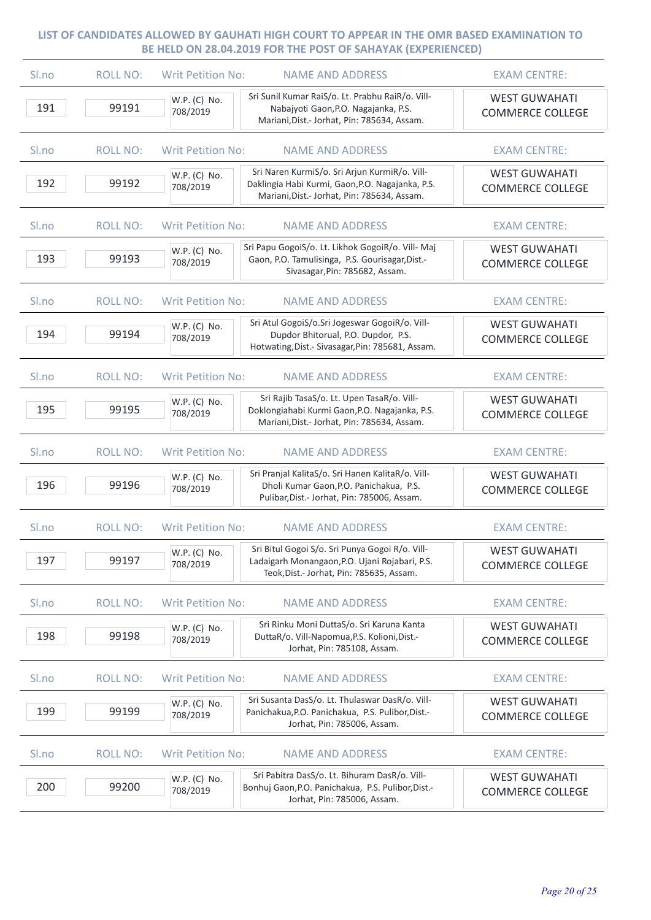## LIST OF CANDIDATES ALLOWED BY GAUHATI HIGH COURT TO APPEAR IN THE OMR BASED EXAMINATION TO BE HELD ON 28.04.2019 FOR THE POST OF SAHAYAK (EXPERIENCED)

| Sl.no | ROLL NO: | Writ Petition No: | NAME AND ADDRESS | EXAM CENTRE: |
|---|---|---|---|---|
| 191 | 99191 | W.P. (C) No. 708/2019 | Sri Sunil Kumar RaiS/o. Lt. Prabhu RaiR/o. Vill- Nabajyoti Gaon,P.O. Nagajanka, P.S. Mariani,Dist.- Jorhat, Pin: 785634, Assam. | WEST GUWAHATI COMMERCE COLLEGE |
| 192 | 99192 | W.P. (C) No. 708/2019 | Sri Naren KurmiS/o. Sri Arjun KurmiR/o. Vill- Daklingia Habi Kurmi, Gaon,P.O. Nagajanka, P.S. Mariani,Dist.- Jorhat, Pin: 785634, Assam. | WEST GUWAHATI COMMERCE COLLEGE |
| 193 | 99193 | W.P. (C) No. 708/2019 | Sri Papu GogoiS/o. Lt. Likhok GogoiR/o. Vill- Maj Gaon, P.O. Tamulisinga, P.S. Gourisagar,Dist.- Sivasagar,Pin: 785682, Assam. | WEST GUWAHATI COMMERCE COLLEGE |
| 194 | 99194 | W.P. (C) No. 708/2019 | Sri Atul GogoiS/o.Sri Jogeswar GogoiR/o. Vill- Dupdor Bhitorual, P.O. Dupdor, P.S. Hotwating,Dist.- Sivasagar,Pin: 785681, Assam. | WEST GUWAHATI COMMERCE COLLEGE |
| 195 | 99195 | W.P. (C) No. 708/2019 | Sri Rajib TasaS/o. Lt. Upen TasaR/o. Vill- Doklongiahabi Kurmi Gaon,P.O. Nagajanka, P.S. Mariani,Dist.- Jorhat, Pin: 785634, Assam. | WEST GUWAHATI COMMERCE COLLEGE |
| 196 | 99196 | W.P. (C) No. 708/2019 | Sri Pranjal KalitaS/o. Sri Hanen KalitaR/o. Vill- Dholi Kumar Gaon,P.O. Panichakua, P.S. Pulibar,Dist.- Jorhat, Pin: 785006, Assam. | WEST GUWAHATI COMMERCE COLLEGE |
| 197 | 99197 | W.P. (C) No. 708/2019 | Sri Bitul Gogoi S/o. Sri Punya Gogoi R/o. Vill- Ladaigarh Monangaon,P.O. Ujani Rojabari, P.S. Teok,Dist.- Jorhat, Pin: 785635, Assam. | WEST GUWAHATI COMMERCE COLLEGE |
| 198 | 99198 | W.P. (C) No. 708/2019 | Sri Rinku Moni DuttaS/o. Sri Karuna Kanta DuttaR/o. Vill-Napomua,P.S. Kolioni,Dist.- Jorhat, Pin: 785108, Assam. | WEST GUWAHATI COMMERCE COLLEGE |
| 199 | 99199 | W.P. (C) No. 708/2019 | Sri Susanta DasS/o. Lt. Thulaswar DasR/o. Vill- Panichakua,P.O. Panichakua, P.S. Pulibor,Dist.- Jorhat, Pin: 785006, Assam. | WEST GUWAHATI COMMERCE COLLEGE |
| 200 | 99200 | W.P. (C) No. 708/2019 | Sri Pabitra DasS/o. Lt. Bihuram DasR/o. Vill- Bonhuj Gaon,P.O. Panichakua, P.S. Pulibor,Dist.- Jorhat, Pin: 785006, Assam. | WEST GUWAHATI COMMERCE COLLEGE |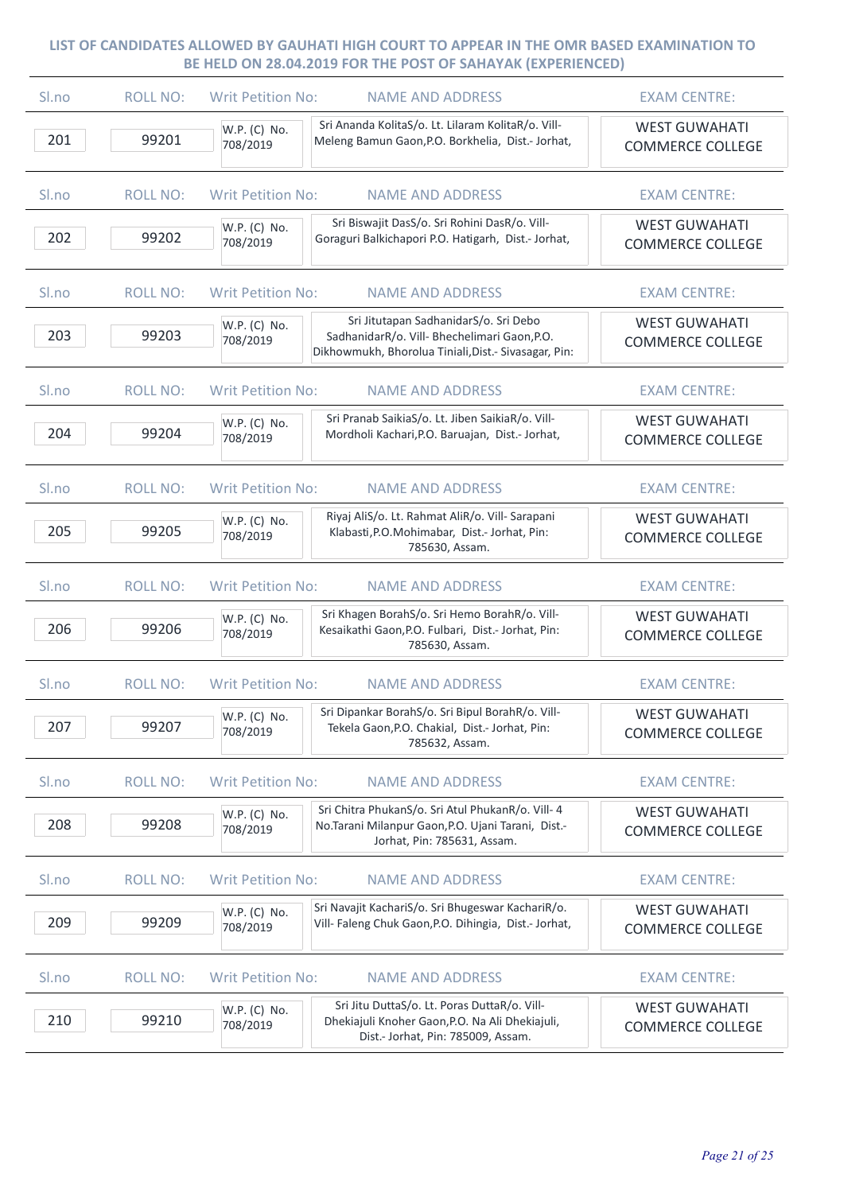## LIST OF CANDIDATES ALLOWED BY GAUHATI HIGH COURT TO APPEAR IN THE OMR BASED EXAMINATION TO BE HELD ON 28.04.2019 FOR THE POST OF SAHAYAK (EXPERIENCED)

| Sl.no | ROLL NO: | Writ Petition No: | NAME AND ADDRESS | EXAM CENTRE: |
|---|---|---|---|---|
| 201 | 99201 | W.P. (C) No. 708/2019 | Sri Ananda KolitaS/o. Lt. Lilaram KolitaR/o. Vill- Meleng Bamun Gaon,P.O. Borkhelia, Dist.- Jorhat, | WEST GUWAHATI COMMERCE COLLEGE |
| 202 | 99202 | W.P. (C) No. 708/2019 | Sri Biswajit DasS/o. Sri Rohini DasR/o. Vill- Goraguri Balkichapori P.O. Hatigarh, Dist.- Jorhat, | WEST GUWAHATI COMMERCE COLLEGE |
| 203 | 99203 | W.P. (C) No. 708/2019 | Sri Jitutapan SadhanidarS/o. Sri Debo SadhanidarR/o. Vill- Bhechelimari Gaon,P.O. Dikhowmukh, Bhorolua Tiniali,Dist.- Sivasagar, Pin: | WEST GUWAHATI COMMERCE COLLEGE |
| 204 | 99204 | W.P. (C) No. 708/2019 | Sri Pranab SaikiaS/o. Lt. Jiben SaikiaR/o. Vill- Mordholi Kachari,P.O. Baruajan, Dist.- Jorhat, | WEST GUWAHATI COMMERCE COLLEGE |
| 205 | 99205 | W.P. (C) No. 708/2019 | Riyaj AliS/o. Lt. Rahmat AliR/o. Vill- Sarapani Klabasti,P.O.Mohimabar, Dist.- Jorhat, Pin: 785630, Assam. | WEST GUWAHATI COMMERCE COLLEGE |
| 206 | 99206 | W.P. (C) No. 708/2019 | Sri Khagen BorahS/o. Sri Hemo BorahR/o. Vill- Kesaikathi Gaon,P.O. Fulbari, Dist.- Jorhat, Pin: 785630, Assam. | WEST GUWAHATI COMMERCE COLLEGE |
| 207 | 99207 | W.P. (C) No. 708/2019 | Sri Dipankar BorahS/o. Sri Bipul BorahR/o. Vill- Tekela Gaon,P.O. Chakial, Dist.- Jorhat, Pin: 785632, Assam. | WEST GUWAHATI COMMERCE COLLEGE |
| 208 | 99208 | W.P. (C) No. 708/2019 | Sri Chitra PhukanS/o. Sri Atul PhukanR/o. Vill- 4 No.Tarani Milanpur Gaon,P.O. Ujani Tarani, Dist.- Jorhat, Pin: 785631, Assam. | WEST GUWAHATI COMMERCE COLLEGE |
| 209 | 99209 | W.P. (C) No. 708/2019 | Sri Navajit KachariS/o. Sri Bhugeswar KachariR/o. Vill- Faleng Chuk Gaon,P.O. Dihingia, Dist.- Jorhat, | WEST GUWAHATI COMMERCE COLLEGE |
| 210 | 99210 | W.P. (C) No. 708/2019 | Sri Jitu DuttaS/o. Lt. Poras DuttaR/o. Vill- Dhekiajuli Knoher Gaon,P.O. Na Ali Dhekiajuli, Dist.- Jorhat, Pin: 785009, Assam. | WEST GUWAHATI COMMERCE COLLEGE |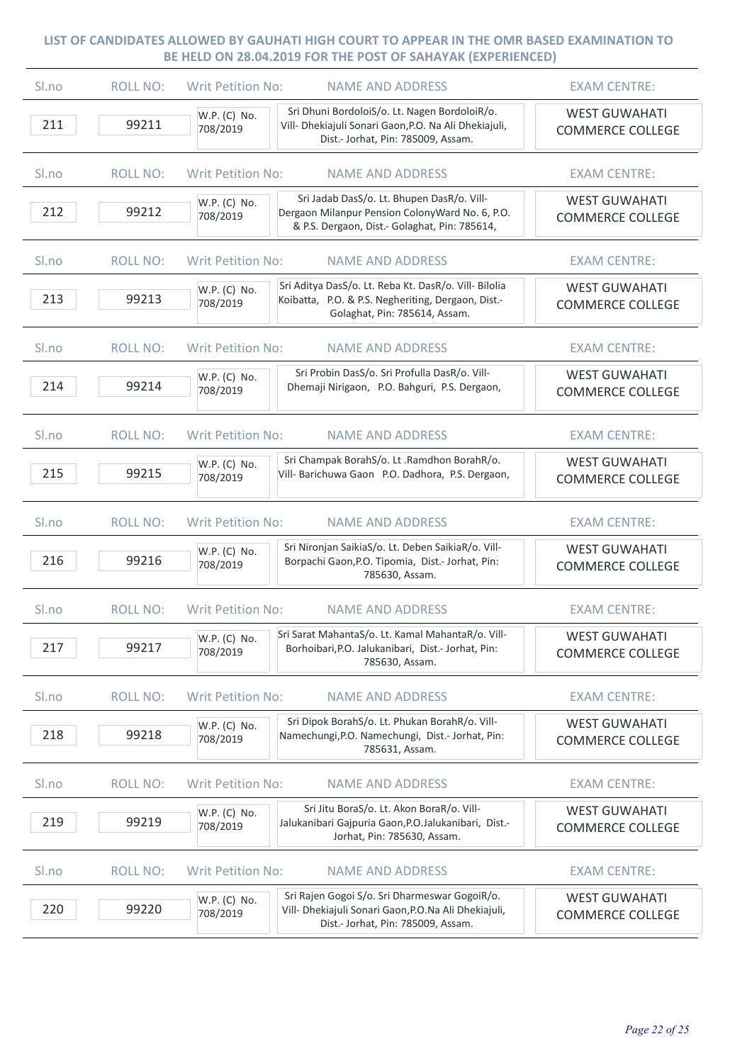## LIST OF CANDIDATES ALLOWED BY GAUHATI HIGH COURT TO APPEAR IN THE OMR BASED EXAMINATION TO BE HELD ON 28.04.2019 FOR THE POST OF SAHAYAK (EXPERIENCED)

| Sl.no | ROLL NO: | Writ Petition No: | NAME AND ADDRESS | EXAM CENTRE: |
|---|---|---|---|---|
| 211 | 99211 | W.P. (C) No. 708/2019 | Sri Dhuni BordoloiS/o. Lt. Nagen BordoloiR/o. Vill- Dhekiajuli Sonari Gaon,P.O. Na Ali Dhekiajuli, Dist.- Jorhat, Pin: 785009, Assam. | WEST GUWAHATI COMMERCE COLLEGE |
| 212 | 99212 | W.P. (C) No. 708/2019 | Sri Jadab DasS/o. Lt. Bhupen DasR/o. Vill- Dergaon Milanpur Pension ColonyWard No. 6, P.O. & P.S. Dergaon, Dist.- Golaghat, Pin: 785614, | WEST GUWAHATI COMMERCE COLLEGE |
| 213 | 99213 | W.P. (C) No. 708/2019 | Sri Aditya DasS/o. Lt. Reba Kt. DasR/o. Vill- Bilolia Koibatta, P.O. & P.S. Negheriting, Dergaon, Dist.- Golaghat, Pin: 785614, Assam. | WEST GUWAHATI COMMERCE COLLEGE |
| 214 | 99214 | W.P. (C) No. 708/2019 | Sri Probin DasS/o. Sri Profulla DasR/o. Vill- Dhemaji Nirigaon, P.O. Bahguri, P.S. Dergaon, | WEST GUWAHATI COMMERCE COLLEGE |
| 215 | 99215 | W.P. (C) No. 708/2019 | Sri Champak BorahS/o. Lt .Ramdhon BorahR/o. Vill- Barichuwa Gaon P.O. Dadhora, P.S. Dergaon, | WEST GUWAHATI COMMERCE COLLEGE |
| 216 | 99216 | W.P. (C) No. 708/2019 | Sri Nironjan SaikiaS/o. Lt. Deben SaikiaR/o. Vill- Borpachi Gaon,P.O. Tipomia, Dist.- Jorhat, Pin: 785630, Assam. | WEST GUWAHATI COMMERCE COLLEGE |
| 217 | 99217 | W.P. (C) No. 708/2019 | Sri Sarat MahantaS/o. Lt. Kamal MahantaR/o. Vill- Borhoibari,P.O. Jalukanibari, Dist.- Jorhat, Pin: 785630, Assam. | WEST GUWAHATI COMMERCE COLLEGE |
| 218 | 99218 | W.P. (C) No. 708/2019 | Sri Dipok BorahS/o. Lt. Phukan BorahR/o. Vill- Namechungi,P.O. Namechungi, Dist.- Jorhat, Pin: 785631, Assam. | WEST GUWAHATI COMMERCE COLLEGE |
| 219 | 99219 | W.P. (C) No. 708/2019 | Sri Jitu BoraS/o. Lt. Akon BoraR/o. Vill- Jalukanibari Gajpuria Gaon,P.O.Jalukanibari, Dist.- Jorhat, Pin: 785630, Assam. | WEST GUWAHATI COMMERCE COLLEGE |
| 220 | 99220 | W.P. (C) No. 708/2019 | Sri Rajen Gogoi S/o. Sri Dharmeswar GogoiR/o. Vill- Dhekiajuli Sonari Gaon,P.O.Na Ali Dhekiajuli, Dist.- Jorhat, Pin: 785009, Assam. | WEST GUWAHATI COMMERCE COLLEGE |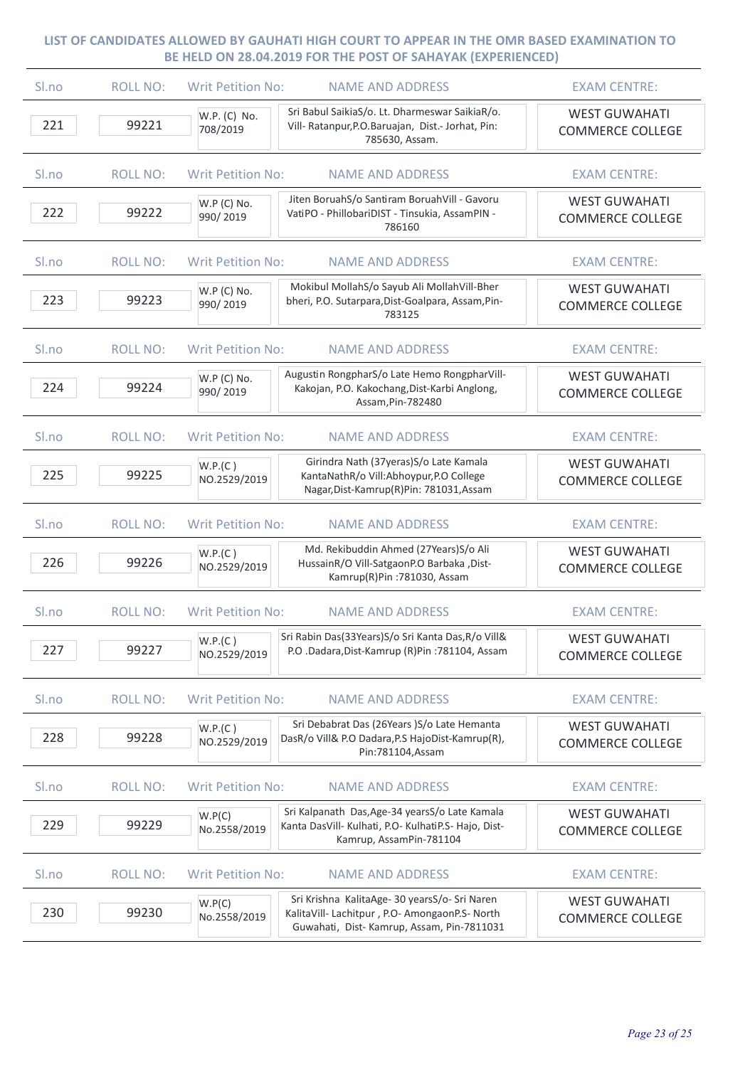LIST OF CANDIDATES ALLOWED BY GAUHATI HIGH COURT TO APPEAR IN THE OMR BASED EXAMINATION TO BE HELD ON 28.04.2019 FOR THE POST OF SAHAYAK (EXPERIENCED)

| Sl.no | ROLL NO: | Writ Petition No: | NAME AND ADDRESS | EXAM CENTRE: |
|---|---|---|---|---|
| 221 | 99221 | W.P. (C) No. 708/2019 | Sri Babul SaikiaS/o. Lt. Dharmeswar SaikiaR/o. Vill- Ratanpur,P.O.Baruajan, Dist.- Jorhat, Pin: 785630, Assam. | WEST GUWAHATI COMMERCE COLLEGE |
| 222 | 99222 | W.P (C) No. 990/ 2019 | Jiten BoruahS/o Santiram BoruahVill - Gavoru VatiPO - PhillobariDIST - Tinsukia, AssamPIN - 786160 | WEST GUWAHATI COMMERCE COLLEGE |
| 223 | 99223 | W.P (C) No. 990/ 2019 | Mokibul MollahS/o Sayub Ali MollahVill-Bher bheri, P.O. Sutarpara,Dist-Goalpara, Assam,Pin-783125 | WEST GUWAHATI COMMERCE COLLEGE |
| 224 | 99224 | W.P (C) No. 990/ 2019 | Augustin RongpharS/o Late Hemo RongpharVill-Kakojan, P.O. Kakochang,Dist-Karbi Anglong, Assam,Pin-782480 | WEST GUWAHATI COMMERCE COLLEGE |
| 225 | 99225 | W.P.(C ) NO.2529/2019 | Girindra Nath (37yeras)S/o Late Kamala KantaNathR/o Vill:Abhoypur,P.O College Nagar,Dist-Kamrup(R)Pin: 781031,Assam | WEST GUWAHATI COMMERCE COLLEGE |
| 226 | 99226 | W.P.(C ) NO.2529/2019 | Md. Rekibuddin Ahmed (27Years)S/o Ali HussainR/O Vill-SatgaonP.O Barbaka ,Dist-Kamrup(R)Pin :781030, Assam | WEST GUWAHATI COMMERCE COLLEGE |
| 227 | 99227 | W.P.(C ) NO.2529/2019 | Sri Rabin Das(33Years)S/o Sri Kanta Das,R/o Vill& P.O .Dadara,Dist-Kamrup (R)Pin :781104, Assam | WEST GUWAHATI COMMERCE COLLEGE |
| 228 | 99228 | W.P.(C ) NO.2529/2019 | Sri Debabrat Das (26Years )S/o Late Hemanta DasR/o Vill& P.O Dadara,P.S HajoDist-Kamrup(R), Pin:781104,Assam | WEST GUWAHATI COMMERCE COLLEGE |
| 229 | 99229 | W.P(C) No.2558/2019 | Sri Kalpanath Das,Age-34 yearsS/o Late Kamala Kanta DasVill- Kulhati, P.O- KulhatiP.S- Hajo, Dist-Kamrup, AssamPin-781104 | WEST GUWAHATI COMMERCE COLLEGE |
| 230 | 99230 | W.P(C) No.2558/2019 | Sri Krishna KalitaAge- 30 yearsS/o- Sri Naren KalitaVill- Lachitpur , P.O- AmongaonP.S- North Guwahati, Dist- Kamrup, Assam, Pin-7811031 | WEST GUWAHATI COMMERCE COLLEGE |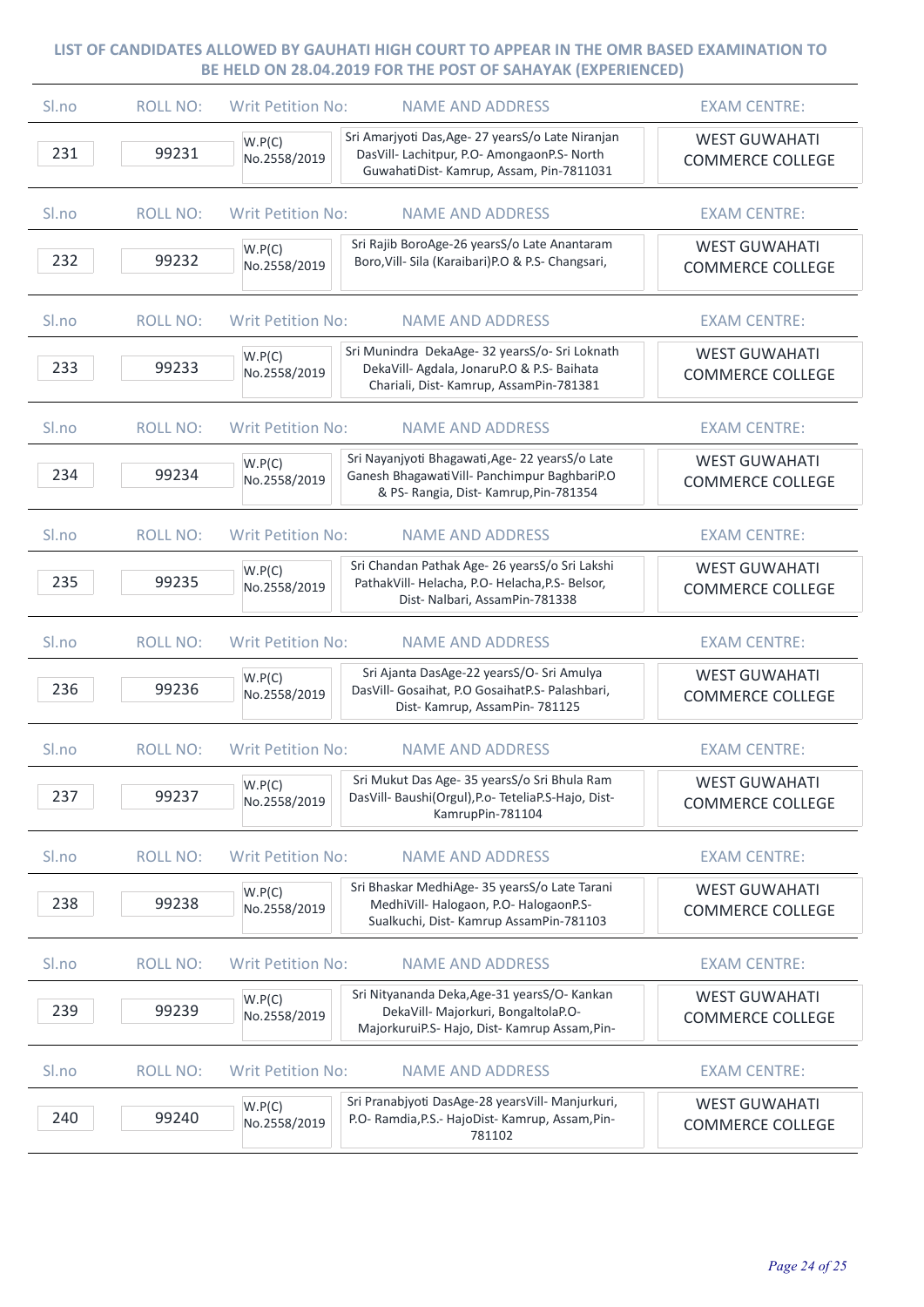## LIST OF CANDIDATES ALLOWED BY GAUHATI HIGH COURT TO APPEAR IN THE OMR BASED EXAMINATION TO BE HELD ON 28.04.2019 FOR THE POST OF SAHAYAK (EXPERIENCED)

| Sl.no | ROLL NO: | Writ Petition No: | NAME AND ADDRESS | EXAM CENTRE: |
|---|---|---|---|---|
| 231 | 99231 | W.P(C) No.2558/2019 | Sri Amarjyoti Das,Age- 27 yearsS/o Late Niranjan DasVill- Lachitpur, P.O- AmongaonP.S- North GuwahatiDist- Kamrup, Assam, Pin-7811031 | WEST GUWAHATI COMMERCE COLLEGE |
| 232 | 99232 | W.P(C) No.2558/2019 | Sri Rajib BoroAge-26 yearsS/o Late Anantaram Boro,Vill- Sila (Karaibari)P.O & P.S- Changsari, | WEST GUWAHATI COMMERCE COLLEGE |
| 233 | 99233 | W.P(C) No.2558/2019 | Sri Munindra DekaAge- 32 yearsS/o- Sri Loknath DekaVill- Agdala, JonaruP.O & P.S- Baihata Chariali, Dist- Kamrup, AssamPin-781381 | WEST GUWAHATI COMMERCE COLLEGE |
| 234 | 99234 | W.P(C) No.2558/2019 | Sri Nayanjyoti Bhagawati,Age- 22 yearsS/o Late Ganesh BhagawatiVill- Panchimpur BaghbariP.O & PS- Rangia, Dist- Kamrup,Pin-781354 | WEST GUWAHATI COMMERCE COLLEGE |
| 235 | 99235 | W.P(C) No.2558/2019 | Sri Chandan Pathak Age- 26 yearsS/o Sri Lakshi PathakVill- Helacha, P.O- Helacha,P.S- Belsor, Dist- Nalbari, AssamPin-781338 | WEST GUWAHATI COMMERCE COLLEGE |
| 236 | 99236 | W.P(C) No.2558/2019 | Sri Ajanta DasAge-22 yearsS/O- Sri Amulya DasVill- Gosaihat, P.O GosaihatP.S- Palashbari, Dist- Kamrup, AssamPin- 781125 | WEST GUWAHATI COMMERCE COLLEGE |
| 237 | 99237 | W.P(C) No.2558/2019 | Sri Mukut Das Age- 35 yearsS/o Sri Bhula Ram DasVill- Baushi(Orgul),P.o- TeteliaP.S-Hajo, Dist- KamrupPin-781104 | WEST GUWAHATI COMMERCE COLLEGE |
| 238 | 99238 | W.P(C) No.2558/2019 | Sri Bhaskar MedhiAge- 35 yearsS/o Late Tarani MedhiVill- Halogaon, P.O- HalogaonP.S- Sualkuchi, Dist- Kamrup AssamPin-781103 | WEST GUWAHATI COMMERCE COLLEGE |
| 239 | 99239 | W.P(C) No.2558/2019 | Sri Nityananda Deka,Age-31 yearsS/O- Kankan DekaVill- Majorkuri, BongaltolaP.O- MajorkuruiP.S- Hajo, Dist- Kamrup Assam,Pin- | WEST GUWAHATI COMMERCE COLLEGE |
| 240 | 99240 | W.P(C) No.2558/2019 | Sri Pranabjyoti DasAge-28 yearsVill- Manjurkuri, P.O- Ramdia,P.S.- HajoDist- Kamrup, Assam,Pin-781102 | WEST GUWAHATI COMMERCE COLLEGE |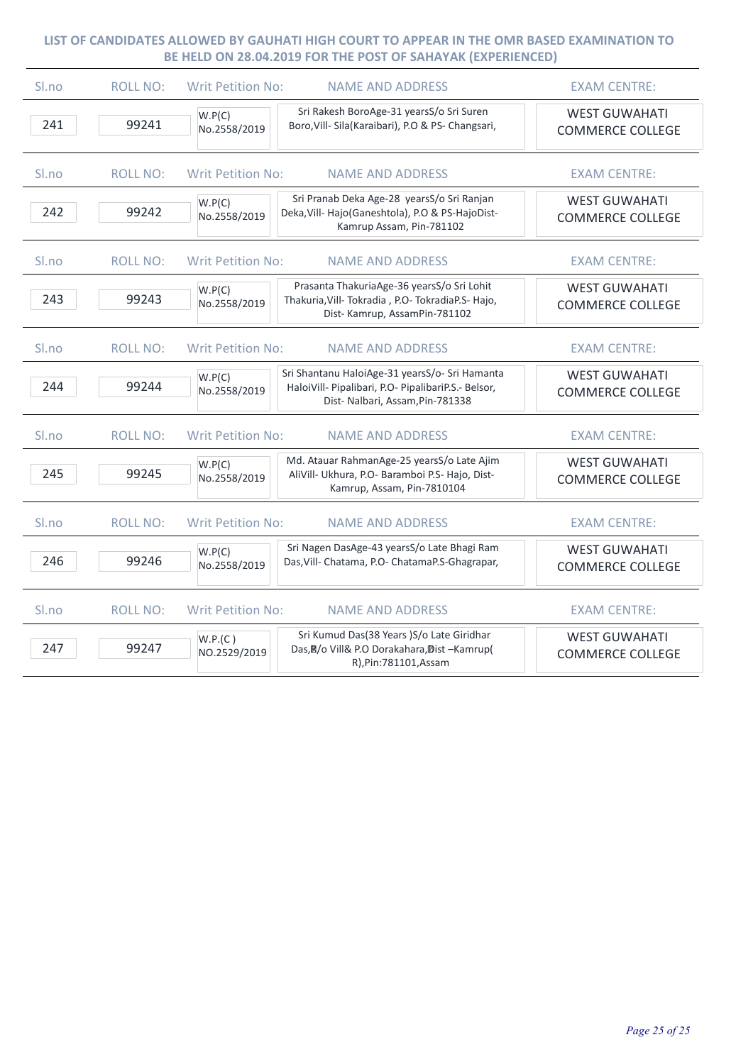**LIST OF CANDIDATES ALLOWED BY GAUHATI HIGH COURT TO APPEAR IN THE OMR BASED EXAMINATION TO BE HELD ON 28.04.2019 FOR THE POST OF SAHAYAK (EXPERIENCED)**

| Sl.no | ROLL NO: | Writ Petition No: | NAME AND ADDRESS | EXAM CENTRE: |
|---|---|---|---|---|
| 241 | 99241 | W.P(C) No.2558/2019 | Sri Rakesh BoroAge-31 yearsS/o Sri Suren Boro,Vill- Sila(Karaibari), P.O & PS- Changsari, | WEST GUWAHATI COMMERCE COLLEGE |
| 242 | 99242 | W.P(C) No.2558/2019 | Sri Pranab Deka Age-28 yearsS/o Sri Ranjan Deka,Vill- Hajo(Ganeshtola), P.O & PS-HajoDist- Kamrup Assam, Pin-781102 | WEST GUWAHATI COMMERCE COLLEGE |
| 243 | 99243 | W.P(C) No.2558/2019 | Prasanta ThakuriaAge-36 yearsS/o Sri Lohit Thakuria,Vill- Tokradia , P.O- TokradiaP.S- Hajo, Dist- Kamrup, AssamPin-781102 | WEST GUWAHATI COMMERCE COLLEGE |
| 244 | 99244 | W.P(C) No.2558/2019 | Sri Shantanu HaloiAge-31 yearsS/o- Sri Hamanta HaloiVill- Pipalibari, P.O- PipalibariP.S.- Belsor, Dist- Nalbari, Assam,Pin-781338 | WEST GUWAHATI COMMERCE COLLEGE |
| 245 | 99245 | W.P(C) No.2558/2019 | Md. Atauar RahmanAge-25 yearsS/o Late Ajim AliVill- Ukhura, P.O- Baramboi P.S- Hajo, Dist- Kamrup, Assam, Pin-7810104 | WEST GUWAHATI COMMERCE COLLEGE |
| 246 | 99246 | W.P(C) No.2558/2019 | Sri Nagen DasAge-43 yearsS/o Late Bhagi Ram Das,Vill- Chatama, P.O- ChatamaP.S-Ghagrapar, | WEST GUWAHATI COMMERCE COLLEGE |
| 247 | 99247 | W.P.(C ) NO.2529/2019 | Sri Kumud Das(38 Years )S/o Late Giridhar Das,R/o Vill& P.O Dorakahara,Dist –Kamrup( R),Pin:781101,Assam | WEST GUWAHATI COMMERCE COLLEGE |